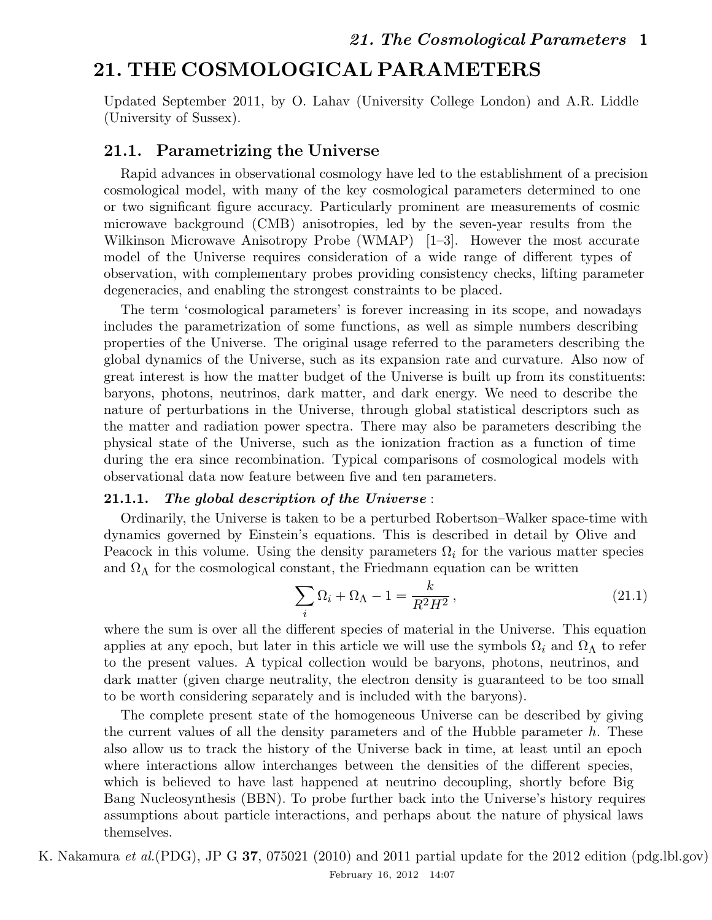# 21. THE COSMOLOGICAL PARAMETERS

Updated September 2011, by O. Lahav (University College London) and A.R. Liddle (University of Sussex).

## 21.1. Parametrizing the Universe

Rapid advances in observational cosmology have led to the establishment of a precision cosmological model, with many of the key cosmological parameters determined to one or two significant figure accuracy. Particularly prominent are measurements of cosmic microwave background (CMB) anisotropies, led by the seven-year results from the Wilkinson Microwave Anisotropy Probe (WMAP) [1–3]. However the most accurate model of the Universe requires consideration of a wide range of different types of observation, with complementary probes providing consistency checks, lifting parameter degeneracies, and enabling the strongest constraints to be placed.

The term 'cosmological parameters' is forever increasing in its scope, and nowadays includes the parametrization of some functions, as well as simple numbers describing properties of the Universe. The original usage referred to the parameters describing the global dynamics of the Universe, such as its expansion rate and curvature. Also now of great interest is how the matter budget of the Universe is built up from its constituents: baryons, photons, neutrinos, dark matter, and dark energy. We need to describe the nature of perturbations in the Universe, through global statistical descriptors such as the matter and radiation power spectra. There may also be parameters describing the physical state of the Universe, such as the ionization fraction as a function of time during the era since recombination. Typical comparisons of cosmological models with observational data now feature between five and ten parameters.

### 21.1.1. *The global description of the Universe* :

Ordinarily, the Universe is taken to be a perturbed Robertson–Walker space-time with dynamics governed by Einstein's equations. This is described in detail by Olive and Peacock in this volume. Using the density parameters $\Omega_i$ for the various matter species and $\Omega_\Lambda$ for the cosmological constant, the Friedmann equation can be written

$$\sum_i \Omega_i + \Omega_\Lambda - 1 = \frac{k}{R^2 H^2}\,, \tag{21.1}$$

where the sum is over all the different species of material in the Universe. This equation applies at any epoch, but later in this article we will use the symbols $\Omega_i$ and $\Omega_\Lambda$ to refer to the present values. A typical collection would be baryons, photons, neutrinos, and dark matter (given charge neutrality, the electron density is guaranteed to be too small to be worth considering separately and is included with the baryons).

The complete present state of the homogeneous Universe can be described by giving the current values of all the density parameters and of the Hubble parameter $h$. These also allow us to track the history of the Universe back in time, at least until an epoch where interactions allow interchanges between the densities of the different species, which is believed to have last happened at neutrino decoupling, shortly before Big Bang Nucleosynthesis (BBN). To probe further back into the Universe's history requires assumptions about particle interactions, and perhaps about the nature of physical laws themselves.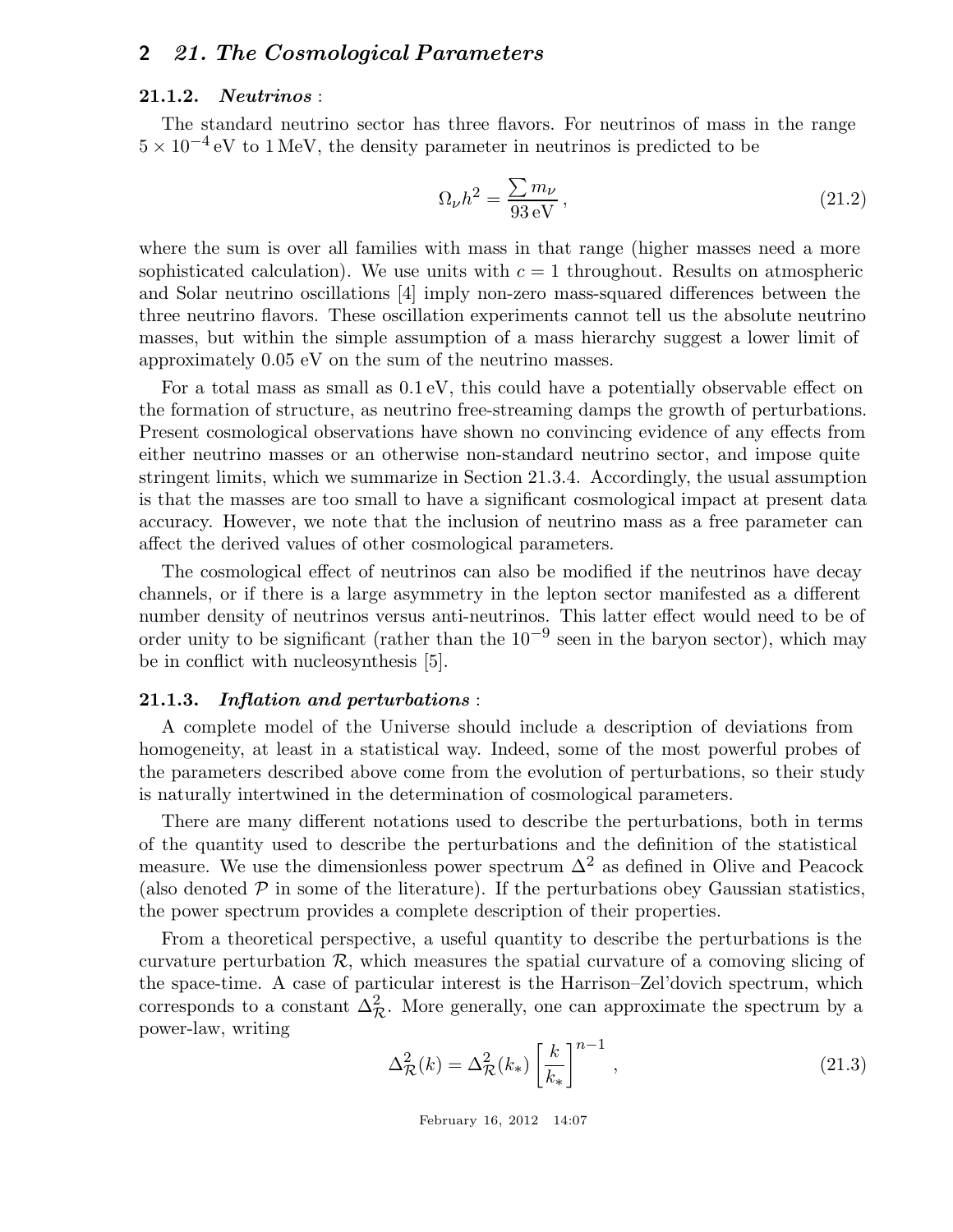### 21.1.2. *Neutrinos* :

The standard neutrino sector has three flavors. For neutrinos of mass in the range $5 \times 10^{-4}\,\text{eV}$ to $1\,\text{MeV}$, the density parameter in neutrinos is predicted to be

$$\Omega_\nu h^2 = \frac{\sum m_\nu}{93\,\text{eV}}\,, \tag{21.2}$$

where the sum is over all families with mass in that range (higher masses need a more sophisticated calculation). We use units with $c = 1$ throughout. Results on atmospheric and Solar neutrino oscillations [4] imply non-zero mass-squared differences between the three neutrino flavors. These oscillation experiments cannot tell us the absolute neutrino masses, but within the simple assumption of a mass hierarchy suggest a lower limit of approximately 0.05 eV on the sum of the neutrino masses.

For a total mass as small as $0.1\,\text{eV}$, this could have a potentially observable effect on the formation of structure, as neutrino free-streaming damps the growth of perturbations. Present cosmological observations have shown no convincing evidence of any effects from either neutrino masses or an otherwise non-standard neutrino sector, and impose quite stringent limits, which we summarize in Section 21.3.4. Accordingly, the usual assumption is that the masses are too small to have a significant cosmological impact at present data accuracy. However, we note that the inclusion of neutrino mass as a free parameter can affect the derived values of other cosmological parameters.

The cosmological effect of neutrinos can also be modified if the neutrinos have decay channels, or if there is a large asymmetry in the lepton sector manifested as a different number density of neutrinos versus anti-neutrinos. This latter effect would need to be of order unity to be significant (rather than the $10^{-9}$ seen in the baryon sector), which may be in conflict with nucleosynthesis [5].

### 21.1.3. *Inflation and perturbations* :

A complete model of the Universe should include a description of deviations from homogeneity, at least in a statistical way. Indeed, some of the most powerful probes of the parameters described above come from the evolution of perturbations, so their study is naturally intertwined in the determination of cosmological parameters.

There are many different notations used to describe the perturbations, both in terms of the quantity used to describe the perturbations and the definition of the statistical measure. We use the dimensionless power spectrum $\Delta^2$ as defined in Olive and Peacock (also denoted $\mathcal{P}$ in some of the literature). If the perturbations obey Gaussian statistics, the power spectrum provides a complete description of their properties.

From a theoretical perspective, a useful quantity to describe the perturbations is the curvature perturbation $\mathcal{R}$, which measures the spatial curvature of a comoving slicing of the space-time. A case of particular interest is the Harrison–Zel'dovich spectrum, which corresponds to a constant $\Delta^2_{\mathcal{R}}$. More generally, one can approximate the spectrum by a power-law, writing

$$\Delta^2_{\mathcal{R}}(k) = \Delta^2_{\mathcal{R}}(k_*) \left[\frac{k}{k_*}\right]^{n-1}\,, \tag{21.3}$$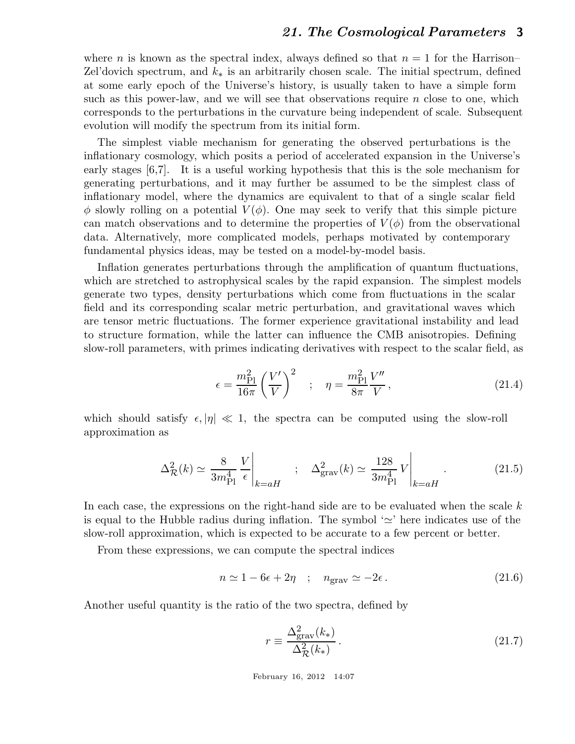where $n$ is known as the spectral index, always defined so that $n = 1$ for the Harrison–Zel'dovich spectrum, and $k_*$ is an arbitrarily chosen scale. The initial spectrum, defined at some early epoch of the Universe's history, is usually taken to have a simple form such as this power-law, and we will see that observations require $n$ close to one, which corresponds to the perturbations in the curvature being independent of scale. Subsequent evolution will modify the spectrum from its initial form.

The simplest viable mechanism for generating the observed perturbations is the inflationary cosmology, which posits a period of accelerated expansion in the Universe's early stages [6,7]. It is a useful working hypothesis that this is the sole mechanism for generating perturbations, and it may further be assumed to be the simplest class of inflationary model, where the dynamics are equivalent to that of a single scalar field $\phi$ slowly rolling on a potential $V(\phi)$. One may seek to verify that this simple picture can match observations and to determine the properties of $V(\phi)$ from the observational data. Alternatively, more complicated models, perhaps motivated by contemporary fundamental physics ideas, may be tested on a model-by-model basis.

Inflation generates perturbations through the amplification of quantum fluctuations, which are stretched to astrophysical scales by the rapid expansion. The simplest models generate two types, density perturbations which come from fluctuations in the scalar field and its corresponding scalar metric perturbation, and gravitational waves which are tensor metric fluctuations. The former experience gravitational instability and lead to structure formation, while the latter can influence the CMB anisotropies. Defining slow-roll parameters, with primes indicating derivatives with respect to the scalar field, as

$$\epsilon = \frac{m_{\rm Pl}^2}{16\pi}\left(\frac{V'}{V}\right)^2 \quad ; \quad \eta = \frac{m_{\rm Pl}^2}{8\pi}\frac{V''}{V}\,, \tag{21.4}$$

which should satisfy $\epsilon, |\eta| \ll 1$, the spectra can be computed using the slow-roll approximation as

$$\Delta_{\mathcal{R}}^2(k) \simeq \frac{8}{3m_{\rm Pl}^4}\left.\frac{V}{\epsilon}\right|_{k=aH} \quad ; \quad \Delta_{\rm grav}^2(k) \simeq \frac{128}{3m_{\rm Pl}^4}\left.V\right|_{k=aH}\,. \tag{21.5}$$

In each case, the expressions on the right-hand side are to be evaluated when the scale $k$ is equal to the Hubble radius during inflation. The symbol '$\simeq$' here indicates use of the slow-roll approximation, which is expected to be accurate to a few percent or better.

From these expressions, we can compute the spectral indices

$$n \simeq 1 - 6\epsilon + 2\eta \quad ; \quad n_{\rm grav} \simeq -2\epsilon\,. \tag{21.6}$$

Another useful quantity is the ratio of the two spectra, defined by

$$r \equiv \frac{\Delta_{\rm grav}^2(k_*)}{\Delta_{\mathcal{R}}^2(k_*)}\,. \tag{21.7}$$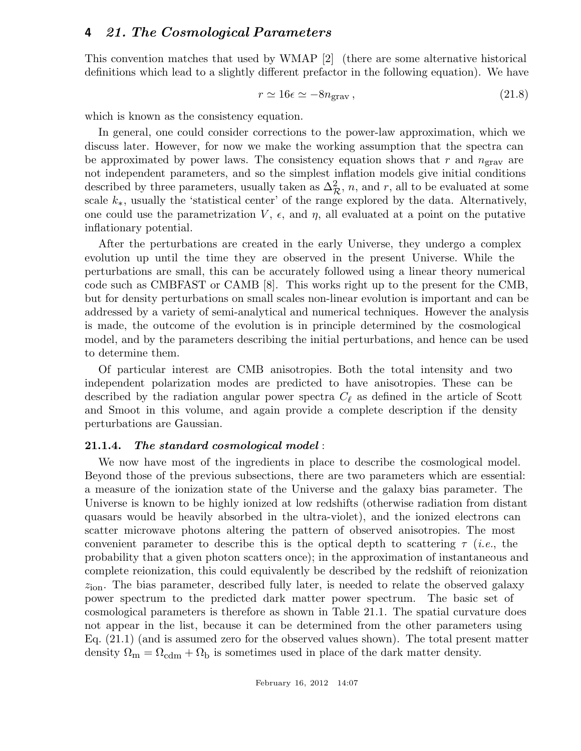This convention matches that used by WMAP [2] (there are some alternative historical definitions which lead to a slightly different prefactor in the following equation). We have

$$r \simeq 16\epsilon \simeq -8n_{\rm grav}\,, \tag{21.8}$$

which is known as the consistency equation.

In general, one could consider corrections to the power-law approximation, which we discuss later. However, for now we make the working assumption that the spectra can be approximated by power laws. The consistency equation shows that $r$ and $n_{\rm grav}$ are not independent parameters, and so the simplest inflation models give initial conditions described by three parameters, usually taken as $\Delta^2_{\mathcal{R}}$, $n$, and $r$, all to be evaluated at some scale $k_*$, usually the 'statistical center' of the range explored by the data. Alternatively, one could use the parametrization $V$, $\epsilon$, and $\eta$, all evaluated at a point on the putative inflationary potential.

After the perturbations are created in the early Universe, they undergo a complex evolution up until the time they are observed in the present Universe. While the perturbations are small, this can be accurately followed using a linear theory numerical code such as CMBFAST or CAMB [8]. This works right up to the present for the CMB, but for density perturbations on small scales non-linear evolution is important and can be addressed by a variety of semi-analytical and numerical techniques. However the analysis is made, the outcome of the evolution is in principle determined by the cosmological model, and by the parameters describing the initial perturbations, and hence can be used to determine them.

Of particular interest are CMB anisotropies. Both the total intensity and two independent polarization modes are predicted to have anisotropies. These can be described by the radiation angular power spectra $C_\ell$ as defined in the article of Scott and Smoot in this volume, and again provide a complete description if the density perturbations are Gaussian.

### 21.1.4. *The standard cosmological model* :

We now have most of the ingredients in place to describe the cosmological model. Beyond those of the previous subsections, there are two parameters which are essential: a measure of the ionization state of the Universe and the galaxy bias parameter. The Universe is known to be highly ionized at low redshifts (otherwise radiation from distant quasars would be heavily absorbed in the ultra-violet), and the ionized electrons can scatter microwave photons altering the pattern of observed anisotropies. The most convenient parameter to describe this is the optical depth to scattering $\tau$ (*i.e.*, the probability that a given photon scatters once); in the approximation of instantaneous and complete reionization, this could equivalently be described by the redshift of reionization $z_{\rm ion}$. The bias parameter, described fully later, is needed to relate the observed galaxy power spectrum to the predicted dark matter power spectrum. The basic set of cosmological parameters is therefore as shown in Table 21.1. The spatial curvature does not appear in the list, because it can be determined from the other parameters using Eq. (21.1) (and is assumed zero for the observed values shown). The total present matter density $\Omega_{\rm m} = \Omega_{\rm cdm} + \Omega_{\rm b}$ is sometimes used in place of the dark matter density.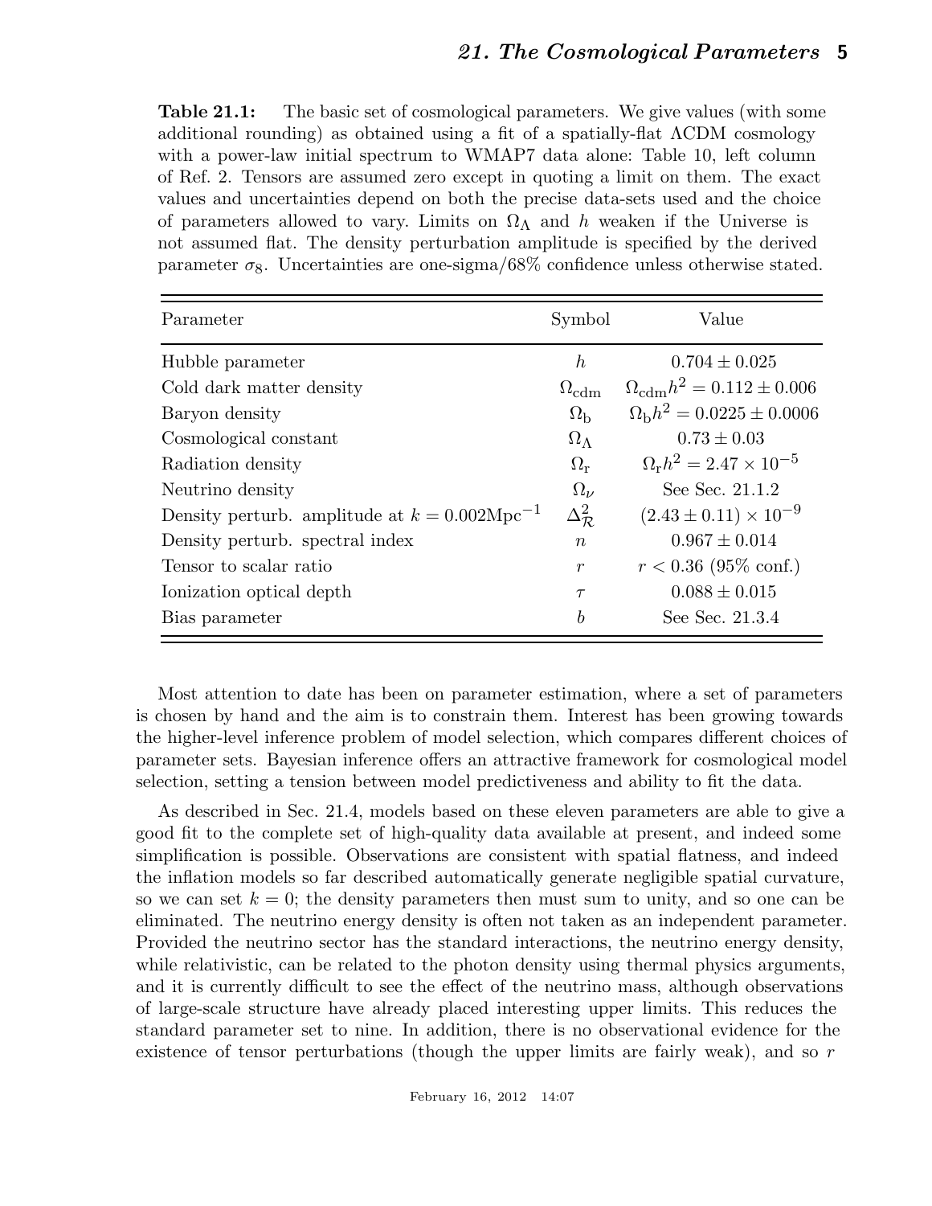**Table 21.1:** The basic set of cosmological parameters. We give values (with some additional rounding) as obtained using a fit of a spatially-flat ΛCDM cosmology with a power-law initial spectrum to WMAP7 data alone: Table 10, left column of Ref. 2. Tensors are assumed zero except in quoting a limit on them. The exact values and uncertainties depend on both the precise data-sets used and the choice of parameters allowed to vary. Limits on $\Omega_\Lambda$ and $h$ weaken if the Universe is not assumed flat. The density perturbation amplitude is specified by the derived parameter $\sigma_8$. Uncertainties are one-sigma/68% confidence unless otherwise stated.

| Parameter | Symbol | Value |
|---|---|---|
| Hubble parameter | $h$ | $0.704 \pm 0.025$ |
| Cold dark matter density | $\Omega_{\mathrm{cdm}}$ | $\Omega_{\mathrm{cdm}} h^2 = 0.112 \pm 0.006$ |
| Baryon density | $\Omega_{\mathrm{b}}$ | $\Omega_{\mathrm{b}} h^2 = 0.0225 \pm 0.0006$ |
| Cosmological constant | $\Omega_\Lambda$ | $0.73 \pm 0.03$ |
| Radiation density | $\Omega_{\mathrm{r}}$ | $\Omega_{\mathrm{r}} h^2 = 2.47 \times 10^{-5}$ |
| Neutrino density | $\Omega_\nu$ | See Sec. 21.1.2 |
| Density perturb. amplitude at $k = 0.002\mathrm{Mpc}^{-1}$ | $\Delta^2_{\mathcal{R}}$ | $(2.43 \pm 0.11) \times 10^{-9}$ |
| Density perturb. spectral index | $n$ | $0.967 \pm 0.014$ |
| Tensor to scalar ratio | $r$ | $r < 0.36$ (95% conf.) |
| Ionization optical depth | $\tau$ | $0.088 \pm 0.015$ |
| Bias parameter | $b$ | See Sec. 21.3.4 |

Most attention to date has been on parameter estimation, where a set of parameters is chosen by hand and the aim is to constrain them. Interest has been growing towards the higher-level inference problem of model selection, which compares different choices of parameter sets. Bayesian inference offers an attractive framework for cosmological model selection, setting a tension between model predictiveness and ability to fit the data.

As described in Sec. 21.4, models based on these eleven parameters are able to give a good fit to the complete set of high-quality data available at present, and indeed some simplification is possible. Observations are consistent with spatial flatness, and indeed the inflation models so far described automatically generate negligible spatial curvature, so we can set $k = 0$; the density parameters then must sum to unity, and so one can be eliminated. The neutrino energy density is often not taken as an independent parameter. Provided the neutrino sector has the standard interactions, the neutrino energy density, while relativistic, can be related to the photon density using thermal physics arguments, and it is currently difficult to see the effect of the neutrino mass, although observations of large-scale structure have already placed interesting upper limits. This reduces the standard parameter set to nine. In addition, there is no observational evidence for the existence of tensor perturbations (though the upper limits are fairly weak), and so $r$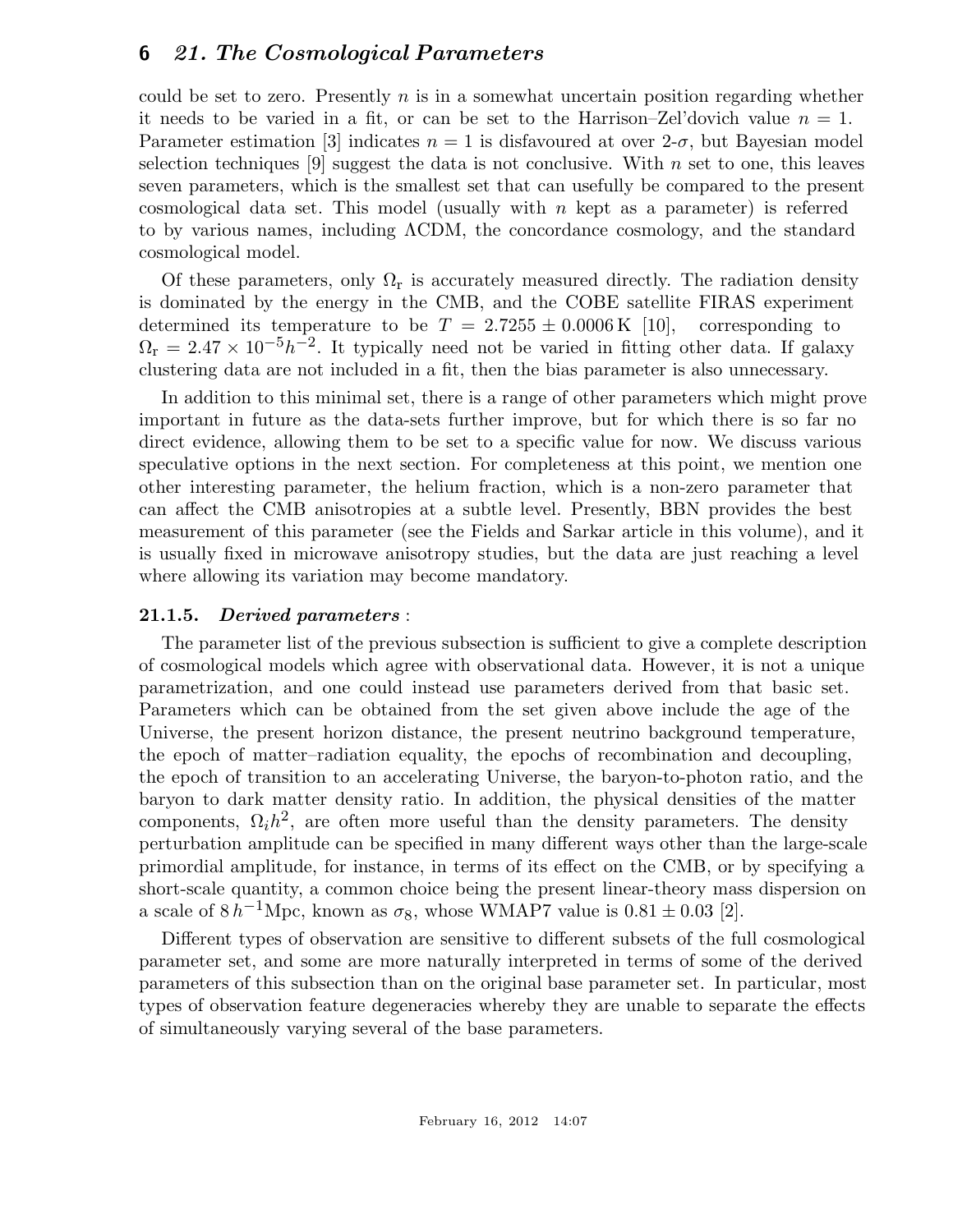could be set to zero. Presently $n$ is in a somewhat uncertain position regarding whether it needs to be varied in a fit, or can be set to the Harrison–Zel'dovich value $n = 1$. Parameter estimation [3] indicates $n = 1$ is disfavoured at over 2-$\sigma$, but Bayesian model selection techniques [9] suggest the data is not conclusive. With $n$ set to one, this leaves seven parameters, which is the smallest set that can usefully be compared to the present cosmological data set. This model (usually with $n$ kept as a parameter) is referred to by various names, including ΛCDM, the concordance cosmology, and the standard cosmological model.

Of these parameters, only $\Omega_{\rm r}$ is accurately measured directly. The radiation density is dominated by the energy in the CMB, and the COBE satellite FIRAS experiment determined its temperature to be $T = 2.7255 \pm 0.0006\,\mathrm{K}$ [10], corresponding to $\Omega_{\rm r} = 2.47 \times 10^{-5} h^{-2}$. It typically need not be varied in fitting other data. If galaxy clustering data are not included in a fit, then the bias parameter is also unnecessary.

In addition to this minimal set, there is a range of other parameters which might prove important in future as the data-sets further improve, but for which there is so far no direct evidence, allowing them to be set to a specific value for now. We discuss various speculative options in the next section. For completeness at this point, we mention one other interesting parameter, the helium fraction, which is a non-zero parameter that can affect the CMB anisotropies at a subtle level. Presently, BBN provides the best measurement of this parameter (see the Fields and Sarkar article in this volume), and it is usually fixed in microwave anisotropy studies, but the data are just reaching a level where allowing its variation may become mandatory.

### 21.1.5. *Derived parameters* :

The parameter list of the previous subsection is sufficient to give a complete description of cosmological models which agree with observational data. However, it is not a unique parametrization, and one could instead use parameters derived from that basic set. Parameters which can be obtained from the set given above include the age of the Universe, the present horizon distance, the present neutrino background temperature, the epoch of matter–radiation equality, the epochs of recombination and decoupling, the epoch of transition to an accelerating Universe, the baryon-to-photon ratio, and the baryon to dark matter density ratio. In addition, the physical densities of the matter components, $\Omega_i h^2$, are often more useful than the density parameters. The density perturbation amplitude can be specified in many different ways other than the large-scale primordial amplitude, for instance, in terms of its effect on the CMB, or by specifying a short-scale quantity, a common choice being the present linear-theory mass dispersion on a scale of $8\,h^{-1}$Mpc, known as $\sigma_8$, whose WMAP7 value is $0.81 \pm 0.03$ [2].

Different types of observation are sensitive to different subsets of the full cosmological parameter set, and some are more naturally interpreted in terms of some of the derived parameters of this subsection than on the original base parameter set. In particular, most types of observation feature degeneracies whereby they are unable to separate the effects of simultaneously varying several of the base parameters.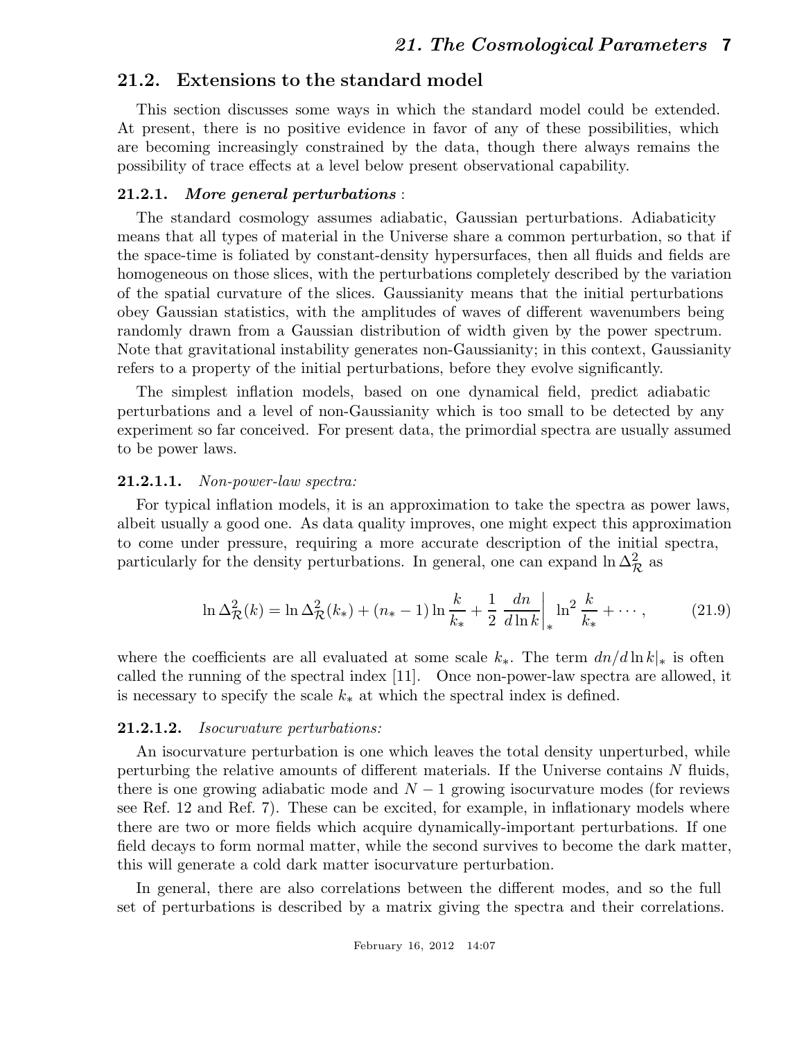## 21.2. Extensions to the standard model

This section discusses some ways in which the standard model could be extended. At present, there is no positive evidence in favor of any of these possibilities, which are becoming increasingly constrained by the data, though there always remains the possibility of trace effects at a level below present observational capability.

### 21.2.1. *More general perturbations* :

The standard cosmology assumes adiabatic, Gaussian perturbations. Adiabaticity means that all types of material in the Universe share a common perturbation, so that if the space-time is foliated by constant-density hypersurfaces, then all fluids and fields are homogeneous on those slices, with the perturbations completely described by the variation of the spatial curvature of the slices. Gaussianity means that the initial perturbations obey Gaussian statistics, with the amplitudes of waves of different wavenumbers being randomly drawn from a Gaussian distribution of width given by the power spectrum. Note that gravitational instability generates non-Gaussianity; in this context, Gaussianity refers to a property of the initial perturbations, before they evolve significantly.

The simplest inflation models, based on one dynamical field, predict adiabatic perturbations and a level of non-Gaussianity which is too small to be detected by any experiment so far conceived. For present data, the primordial spectra are usually assumed to be power laws.

#### 21.2.1.1. *Non-power-law spectra:*

For typical inflation models, it is an approximation to take the spectra as power laws, albeit usually a good one. As data quality improves, one might expect this approximation to come under pressure, requiring a more accurate description of the initial spectra, particularly for the density perturbations. In general, one can expand $\ln \Delta^2_{\mathcal{R}}$ as

$$\ln \Delta^2_{\mathcal{R}}(k) = \ln \Delta^2_{\mathcal{R}}(k_*) + (n_* - 1) \ln \frac{k}{k_*} + \frac{1}{2} \left. \frac{dn}{d \ln k} \right|_* \ln^2 \frac{k}{k_*} + \cdots , \tag{21.9}$$

where the coefficients are all evaluated at some scale $k_*$. The term $dn/d\ln k|_*$ is often called the running of the spectral index [11]. Once non-power-law spectra are allowed, it is necessary to specify the scale $k_*$ at which the spectral index is defined.

#### 21.2.1.2. *Isocurvature perturbations:*

An isocurvature perturbation is one which leaves the total density unperturbed, while perturbing the relative amounts of different materials. If the Universe contains $N$ fluids, there is one growing adiabatic mode and $N-1$ growing isocurvature modes (for reviews see Ref. 12 and Ref. 7). These can be excited, for example, in inflationary models where there are two or more fields which acquire dynamically-important perturbations. If one field decays to form normal matter, while the second survives to become the dark matter, this will generate a cold dark matter isocurvature perturbation.

In general, there are also correlations between the different modes, and so the full set of perturbations is described by a matrix giving the spectra and their correlations.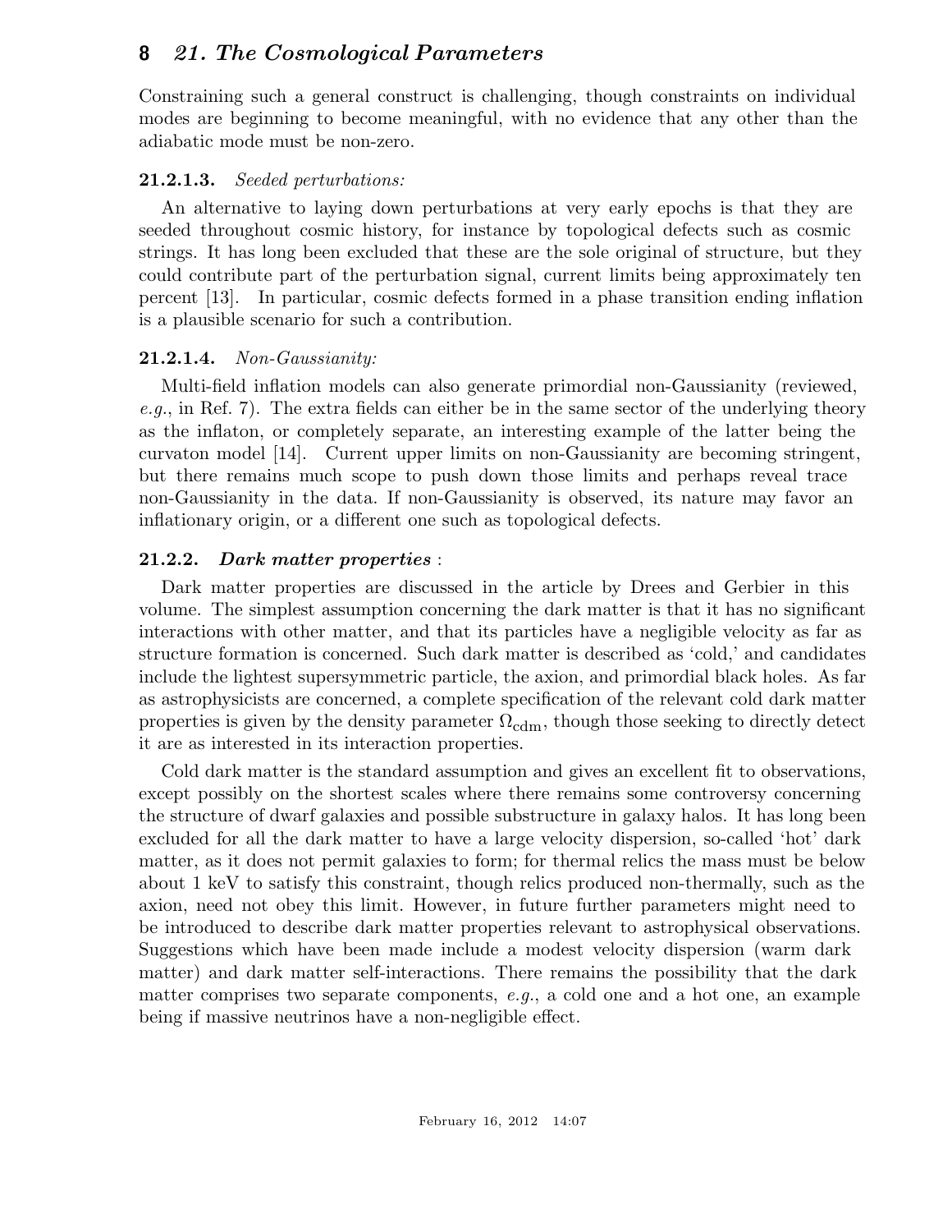Constraining such a general construct is challenging, though constraints on individual modes are beginning to become meaningful, with no evidence that any other than the adiabatic mode must be non-zero.

#### 21.2.1.3. *Seeded perturbations:*

An alternative to laying down perturbations at very early epochs is that they are seeded throughout cosmic history, for instance by topological defects such as cosmic strings. It has long been excluded that these are the sole original of structure, but they could contribute part of the perturbation signal, current limits being approximately ten percent [13]. In particular, cosmic defects formed in a phase transition ending inflation is a plausible scenario for such a contribution.

#### 21.2.1.4. *Non-Gaussianity:*

Multi-field inflation models can also generate primordial non-Gaussianity (reviewed, *e.g.*, in Ref. 7). The extra fields can either be in the same sector of the underlying theory as the inflaton, or completely separate, an interesting example of the latter being the curvaton model [14]. Current upper limits on non-Gaussianity are becoming stringent, but there remains much scope to push down those limits and perhaps reveal trace non-Gaussianity in the data. If non-Gaussianity is observed, its nature may favor an inflationary origin, or a different one such as topological defects.

### 21.2.2. *Dark matter properties* :

Dark matter properties are discussed in the article by Drees and Gerbier in this volume. The simplest assumption concerning the dark matter is that it has no significant interactions with other matter, and that its particles have a negligible velocity as far as structure formation is concerned. Such dark matter is described as 'cold,' and candidates include the lightest supersymmetric particle, the axion, and primordial black holes. As far as astrophysicists are concerned, a complete specification of the relevant cold dark matter properties is given by the density parameter $\Omega_{\text{cdm}}$, though those seeking to directly detect it are as interested in its interaction properties.

Cold dark matter is the standard assumption and gives an excellent fit to observations, except possibly on the shortest scales where there remains some controversy concerning the structure of dwarf galaxies and possible substructure in galaxy halos. It has long been excluded for all the dark matter to have a large velocity dispersion, so-called 'hot' dark matter, as it does not permit galaxies to form; for thermal relics the mass must be below about 1 keV to satisfy this constraint, though relics produced non-thermally, such as the axion, need not obey this limit. However, in future further parameters might need to be introduced to describe dark matter properties relevant to astrophysical observations. Suggestions which have been made include a modest velocity dispersion (warm dark matter) and dark matter self-interactions. There remains the possibility that the dark matter comprises two separate components, *e.g.*, a cold one and a hot one, an example being if massive neutrinos have a non-negligible effect.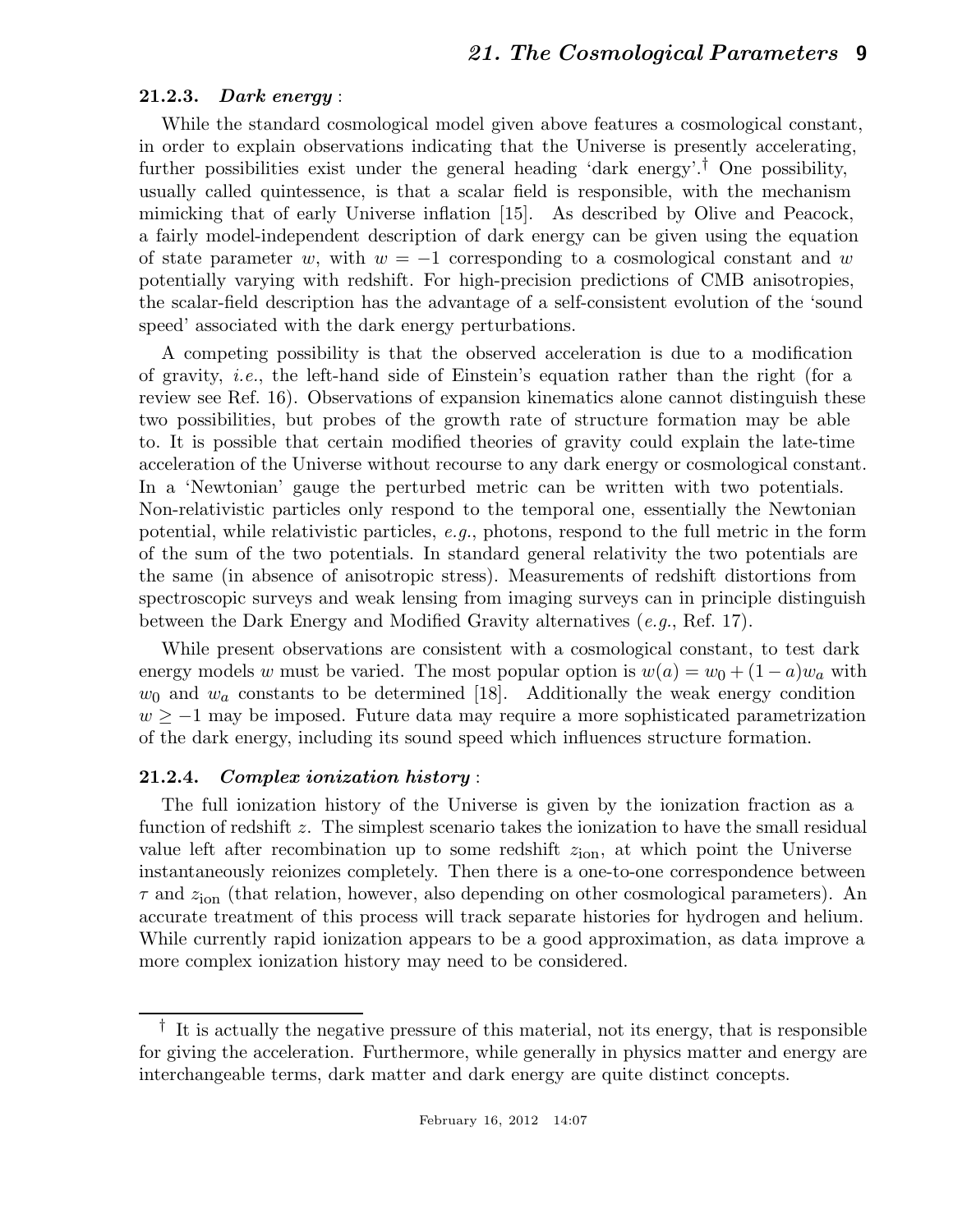### 21.2.3. *Dark energy* :

While the standard cosmological model given above features a cosmological constant, in order to explain observations indicating that the Universe is presently accelerating, further possibilities exist under the general heading 'dark energy'.[†] One possibility, usually called quintessence, is that a scalar field is responsible, with the mechanism mimicking that of early Universe inflation [15]. As described by Olive and Peacock, a fairly model-independent description of dark energy can be given using the equation of state parameter $w$, with $w = -1$ corresponding to a cosmological constant and $w$ potentially varying with redshift. For high-precision predictions of CMB anisotropies, the scalar-field description has the advantage of a self-consistent evolution of the 'sound speed' associated with the dark energy perturbations.

A competing possibility is that the observed acceleration is due to a modification of gravity, *i.e.*, the left-hand side of Einstein's equation rather than the right (for a review see Ref. 16). Observations of expansion kinematics alone cannot distinguish these two possibilities, but probes of the growth rate of structure formation may be able to. It is possible that certain modified theories of gravity could explain the late-time acceleration of the Universe without recourse to any dark energy or cosmological constant. In a 'Newtonian' gauge the perturbed metric can be written with two potentials. Non-relativistic particles only respond to the temporal one, essentially the Newtonian potential, while relativistic particles, *e.g.*, photons, respond to the full metric in the form of the sum of the two potentials. In standard general relativity the two potentials are the same (in absence of anisotropic stress). Measurements of redshift distortions from spectroscopic surveys and weak lensing from imaging surveys can in principle distinguish between the Dark Energy and Modified Gravity alternatives (*e.g.*, Ref. 17).

While present observations are consistent with a cosmological constant, to test dark energy models $w$ must be varied. The most popular option is $w(a) = w_0 + (1-a)w_a$ with $w_0$ and $w_a$ constants to be determined [18]. Additionally the weak energy condition $w \geq -1$ may be imposed. Future data may require a more sophisticated parametrization of the dark energy, including its sound speed which influences structure formation.

### 21.2.4. *Complex ionization history* :

The full ionization history of the Universe is given by the ionization fraction as a function of redshift $z$. The simplest scenario takes the ionization to have the small residual value left after recombination up to some redshift $z_{\rm ion}$, at which point the Universe instantaneously reionizes completely. Then there is a one-to-one correspondence between $\tau$ and $z_{\rm ion}$ (that relation, however, also depending on other cosmological parameters). An accurate treatment of this process will track separate histories for hydrogen and helium. While currently rapid ionization appears to be a good approximation, as data improve a more complex ionization history may need to be considered.

---

[†] It is actually the negative pressure of this material, not its energy, that is responsible for giving the acceleration. Furthermore, while generally in physics matter and energy are interchangeable terms, dark matter and dark energy are quite distinct concepts.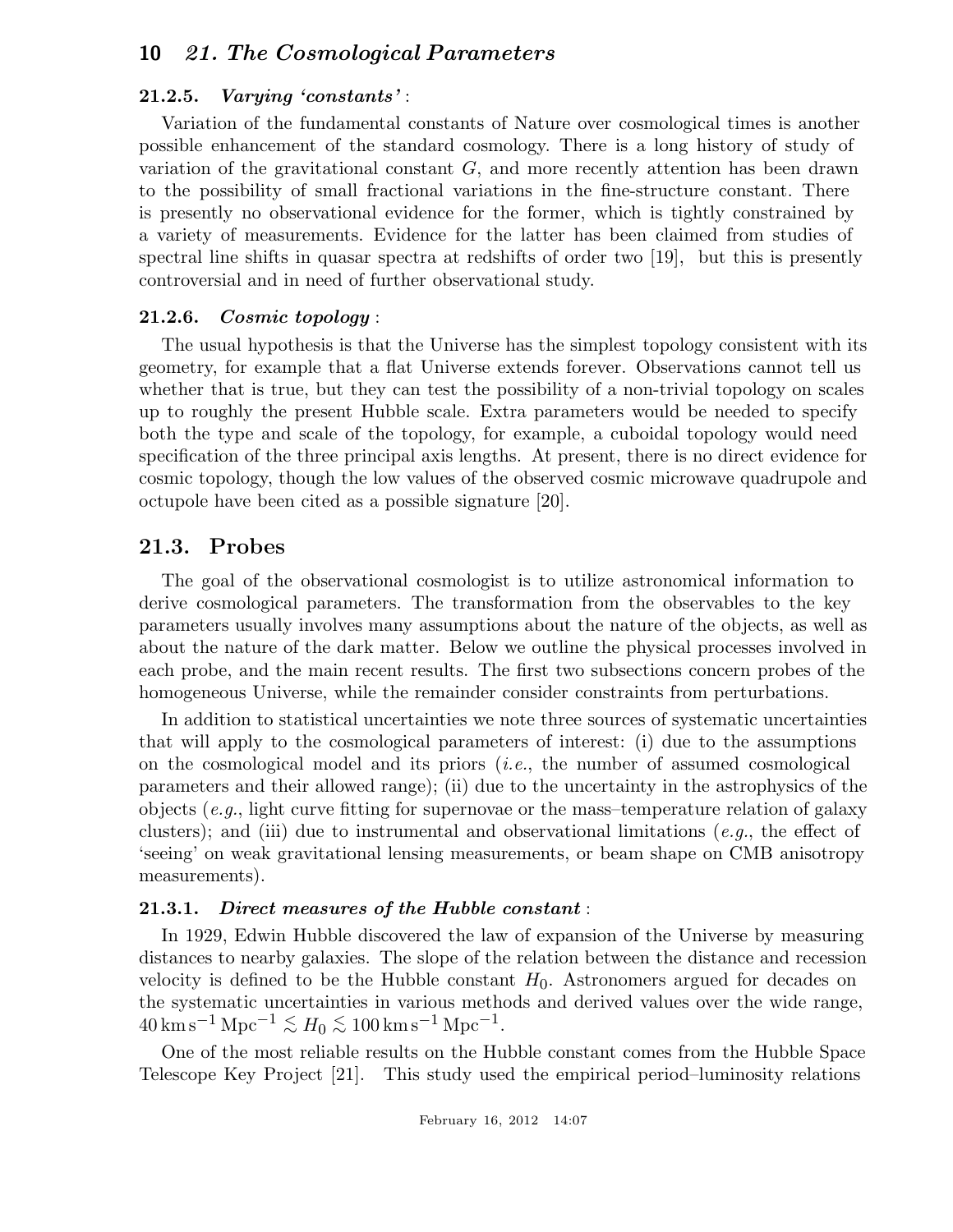### 21.2.5. *Varying 'constants'* :

Variation of the fundamental constants of Nature over cosmological times is another possible enhancement of the standard cosmology. There is a long history of study of variation of the gravitational constant $G$, and more recently attention has been drawn to the possibility of small fractional variations in the fine-structure constant. There is presently no observational evidence for the former, which is tightly constrained by a variety of measurements. Evidence for the latter has been claimed from studies of spectral line shifts in quasar spectra at redshifts of order two [19], but this is presently controversial and in need of further observational study.

### 21.2.6. *Cosmic topology* :

The usual hypothesis is that the Universe has the simplest topology consistent with its geometry, for example that a flat Universe extends forever. Observations cannot tell us whether that is true, but they can test the possibility of a non-trivial topology on scales up to roughly the present Hubble scale. Extra parameters would be needed to specify both the type and scale of the topology, for example, a cuboidal topology would need specification of the three principal axis lengths. At present, there is no direct evidence for cosmic topology, though the low values of the observed cosmic microwave quadrupole and octupole have been cited as a possible signature [20].

## 21.3. Probes

The goal of the observational cosmologist is to utilize astronomical information to derive cosmological parameters. The transformation from the observables to the key parameters usually involves many assumptions about the nature of the objects, as well as about the nature of the dark matter. Below we outline the physical processes involved in each probe, and the main recent results. The first two subsections concern probes of the homogeneous Universe, while the remainder consider constraints from perturbations.

In addition to statistical uncertainties we note three sources of systematic uncertainties that will apply to the cosmological parameters of interest: (i) due to the assumptions on the cosmological model and its priors (*i.e.*, the number of assumed cosmological parameters and their allowed range); (ii) due to the uncertainty in the astrophysics of the objects (*e.g.*, light curve fitting for supernovae or the mass–temperature relation of galaxy clusters); and (iii) due to instrumental and observational limitations (*e.g.*, the effect of 'seeing' on weak gravitational lensing measurements, or beam shape on CMB anisotropy measurements).

### 21.3.1. *Direct measures of the Hubble constant* :

In 1929, Edwin Hubble discovered the law of expansion of the Universe by measuring distances to nearby galaxies. The slope of the relation between the distance and recession velocity is defined to be the Hubble constant $H_0$. Astronomers argued for decades on the systematic uncertainties in various methods and derived values over the wide range, $40\,\mathrm{km\,s^{-1}\,Mpc^{-1}} \lesssim H_0 \lesssim 100\,\mathrm{km\,s^{-1}\,Mpc^{-1}}$.

One of the most reliable results on the Hubble constant comes from the Hubble Space Telescope Key Project [21]. This study used the empirical period–luminosity relations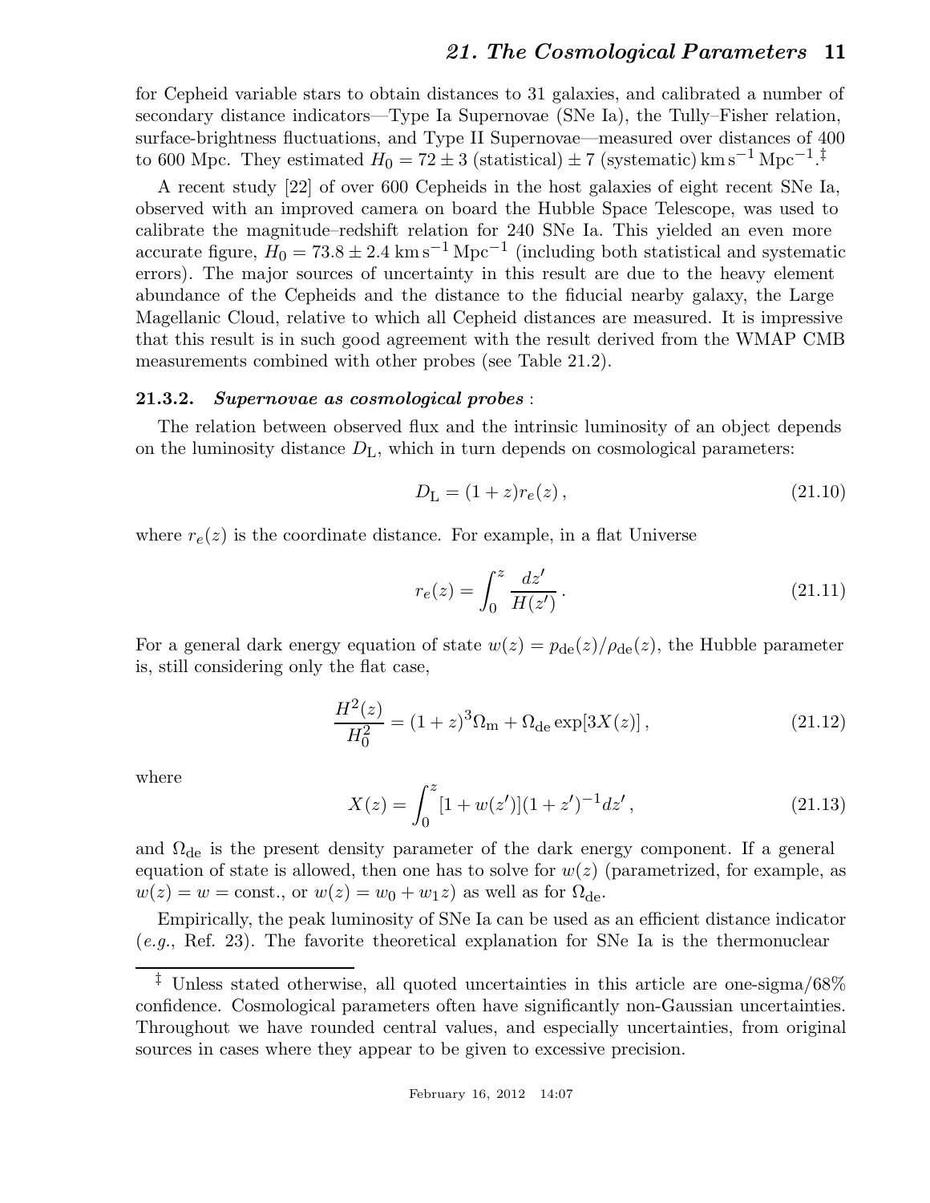for Cepheid variable stars to obtain distances to 31 galaxies, and calibrated a number of secondary distance indicators—Type Ia Supernovae (SNe Ia), the Tully–Fisher relation, surface-brightness fluctuations, and Type II Supernovae—measured over distances of 400 to 600 Mpc. They estimated $H_0 = 72 \pm 3$ (statistical) $\pm 7$ (systematic) $\mathrm{km\,s^{-1}\,Mpc^{-1}}$.‡

A recent study [22] of over 600 Cepheids in the host galaxies of eight recent SNe Ia, observed with an improved camera on board the Hubble Space Telescope, was used to calibrate the magnitude–redshift relation for 240 SNe Ia. This yielded an even more accurate figure, $H_0 = 73.8 \pm 2.4\ \mathrm{km\,s^{-1}\,Mpc^{-1}}$ (including both statistical and systematic errors). The major sources of uncertainty in this result are due to the heavy element abundance of the Cepheids and the distance to the fiducial nearby galaxy, the Large Magellanic Cloud, relative to which all Cepheid distances are measured. It is impressive that this result is in such good agreement with the result derived from the WMAP CMB measurements combined with other probes (see Table 21.2).

### 21.3.2. *Supernovae as cosmological probes* :

The relation between observed flux and the intrinsic luminosity of an object depends on the luminosity distance $D_{\rm L}$, which in turn depends on cosmological parameters:

$$D_{\rm L} = (1+z) r_e(z)\,, \tag{21.10}$$

where $r_e(z)$ is the coordinate distance. For example, in a flat Universe

$$r_e(z) = \int_0^z \frac{dz'}{H(z')}\,. \tag{21.11}$$

For a general dark energy equation of state $w(z) = p_{\rm de}(z)/\rho_{\rm de}(z)$, the Hubble parameter is, still considering only the flat case,

$$\frac{H^2(z)}{H_0^2} = (1+z)^3 \Omega_{\rm m} + \Omega_{\rm de} \exp[3X(z)]\,, \tag{21.12}$$

where

$$X(z) = \int_0^z [1 + w(z')](1+z')^{-1} dz'\,, \tag{21.13}$$

and $\Omega_{\rm de}$ is the present density parameter of the dark energy component. If a general equation of state is allowed, then one has to solve for $w(z)$ (parametrized, for example, as $w(z) = w = $ const., or $w(z) = w_0 + w_1 z$) as well as for $\Omega_{\rm de}$.

Empirically, the peak luminosity of SNe Ia can be used as an efficient distance indicator (*e.g.*, Ref. 23). The favorite theoretical explanation for SNe Ia is the thermonuclear

‡ Unless stated otherwise, all quoted uncertainties in this article are one-sigma/68% confidence. Cosmological parameters often have significantly non-Gaussian uncertainties. Throughout we have rounded central values, and especially uncertainties, from original sources in cases where they appear to be given to excessive precision.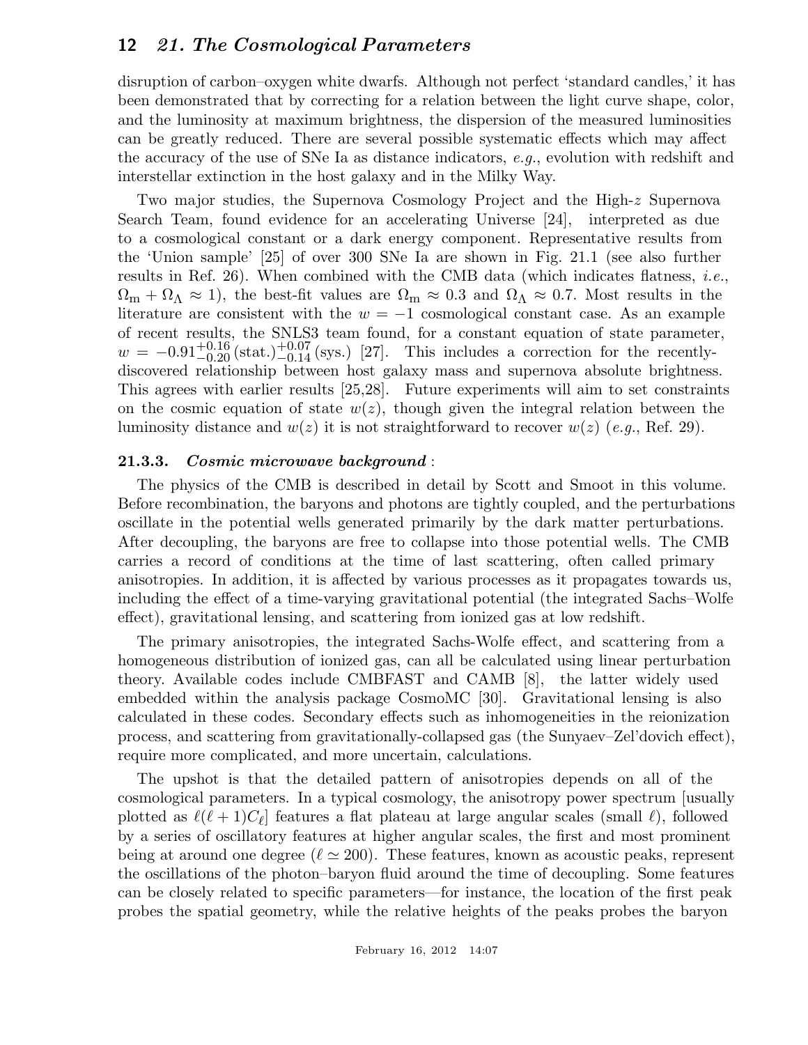disruption of carbon–oxygen white dwarfs. Although not perfect 'standard candles,' it has been demonstrated that by correcting for a relation between the light curve shape, color, and the luminosity at maximum brightness, the dispersion of the measured luminosities can be greatly reduced. There are several possible systematic effects which may affect the accuracy of the use of SNe Ia as distance indicators, *e.g.*, evolution with redshift and interstellar extinction in the host galaxy and in the Milky Way.

Two major studies, the Supernova Cosmology Project and the High-$z$ Supernova Search Team, found evidence for an accelerating Universe [24], interpreted as due to a cosmological constant or a dark energy component. Representative results from the 'Union sample' [25] of over 300 SNe Ia are shown in Fig. 21.1 (see also further results in Ref. 26). When combined with the CMB data (which indicates flatness, *i.e.*, $\Omega_{\rm m} + \Omega_\Lambda \approx 1$), the best-fit values are $\Omega_{\rm m} \approx 0.3$ and $\Omega_\Lambda \approx 0.7$. Most results in the literature are consistent with the $w = -1$ cosmological constant case. As an example of recent results, the SNLS3 team found, for a constant equation of state parameter, $w = -0.91^{+0.16}_{-0.20}\,(\text{stat.})^{+0.07}_{-0.14}\,(\text{sys.})$ [27]. This includes a correction for the recently-discovered relationship between host galaxy mass and supernova absolute brightness. This agrees with earlier results [25,28]. Future experiments will aim to set constraints on the cosmic equation of state $w(z)$, though given the integral relation between the luminosity distance and $w(z)$ it is not straightforward to recover $w(z)$ (*e.g.*, Ref. 29).

### 21.3.3. *Cosmic microwave background* :

The physics of the CMB is described in detail by Scott and Smoot in this volume. Before recombination, the baryons and photons are tightly coupled, and the perturbations oscillate in the potential wells generated primarily by the dark matter perturbations. After decoupling, the baryons are free to collapse into those potential wells. The CMB carries a record of conditions at the time of last scattering, often called primary anisotropies. In addition, it is affected by various processes as it propagates towards us, including the effect of a time-varying gravitational potential (the integrated Sachs–Wolfe effect), gravitational lensing, and scattering from ionized gas at low redshift.

The primary anisotropies, the integrated Sachs-Wolfe effect, and scattering from a homogeneous distribution of ionized gas, can all be calculated using linear perturbation theory. Available codes include CMBFAST and CAMB [8], the latter widely used embedded within the analysis package CosmoMC [30]. Gravitational lensing is also calculated in these codes. Secondary effects such as inhomogeneities in the reionization process, and scattering from gravitationally-collapsed gas (the Sunyaev–Zel'dovich effect), require more complicated, and more uncertain, calculations.

The upshot is that the detailed pattern of anisotropies depends on all of the cosmological parameters. In a typical cosmology, the anisotropy power spectrum [usually plotted as $\ell(\ell+1)C_\ell$] features a flat plateau at large angular scales (small $\ell$), followed by a series of oscillatory features at higher angular scales, the first and most prominent being at around one degree ($\ell \simeq 200$). These features, known as acoustic peaks, represent the oscillations of the photon–baryon fluid around the time of decoupling. Some features can be closely related to specific parameters—for instance, the location of the first peak probes the spatial geometry, while the relative heights of the peaks probes the baryon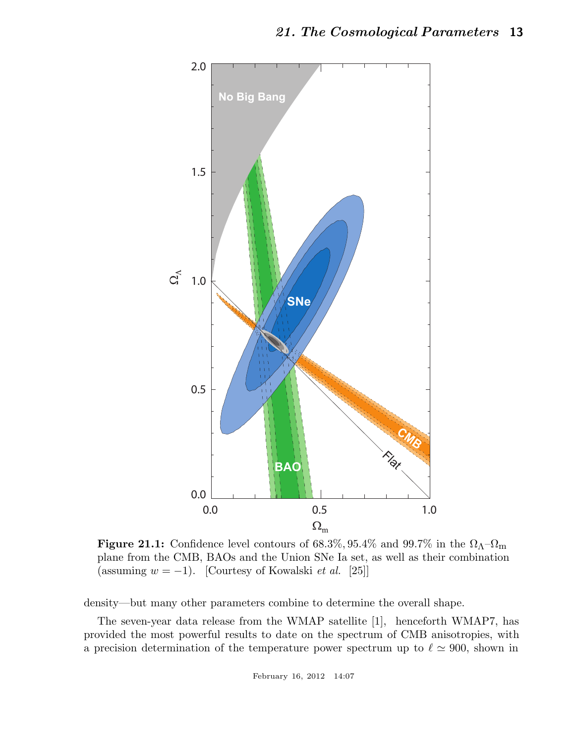**Figure 21.1:** Confidence level contours of 68.3%, 95.4% and 99.7% in the $\Omega_\Lambda$–$\Omega_{\rm m}$ plane from the CMB, BAOs and the Union SNe Ia set, as well as their combination (assuming $w = -1$). [Courtesy of Kowalski *et al.* [25]]

density—but many other parameters combine to determine the overall shape.

The seven-year data release from the WMAP satellite [1], henceforth WMAP7, has provided the most powerful results to date on the spectrum of CMB anisotropies, with a precision determination of the temperature power spectrum up to $\ell \simeq 900$, shown in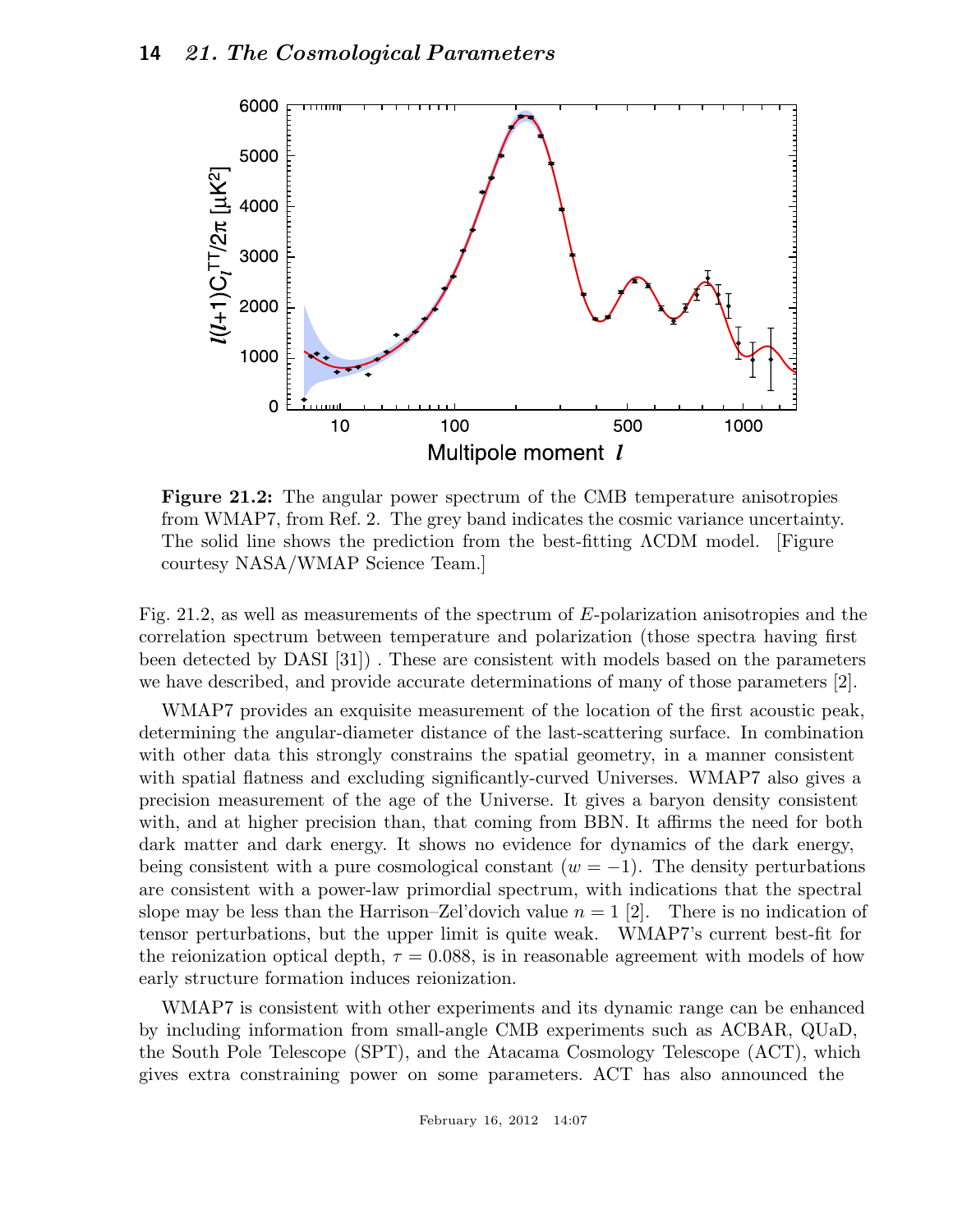**Figure 21.2:** The angular power spectrum of the CMB temperature anisotropies from WMAP7, from Ref. 2. The grey band indicates the cosmic variance uncertainty. The solid line shows the prediction from the best-fitting ΛCDM model. [Figure courtesy NASA/WMAP Science Team.]

Fig. 21.2, as well as measurements of the spectrum of $E$-polarization anisotropies and the correlation spectrum between temperature and polarization (those spectra having first been detected by DASI [31]) . These are consistent with models based on the parameters we have described, and provide accurate determinations of many of those parameters [2].

WMAP7 provides an exquisite measurement of the location of the first acoustic peak, determining the angular-diameter distance of the last-scattering surface. In combination with other data this strongly constrains the spatial geometry, in a manner consistent with spatial flatness and excluding significantly-curved Universes. WMAP7 also gives a precision measurement of the age of the Universe. It gives a baryon density consistent with, and at higher precision than, that coming from BBN. It affirms the need for both dark matter and dark energy. It shows no evidence for dynamics of the dark energy, being consistent with a pure cosmological constant ($w = -1$). The density perturbations are consistent with a power-law primordial spectrum, with indications that the spectral slope may be less than the Harrison–Zel'dovich value $n = 1$ [2]. There is no indication of tensor perturbations, but the upper limit is quite weak. WMAP7's current best-fit for the reionization optical depth, $\tau = 0.088$, is in reasonable agreement with models of how early structure formation induces reionization.

WMAP7 is consistent with other experiments and its dynamic range can be enhanced by including information from small-angle CMB experiments such as ACBAR, QUaD, the South Pole Telescope (SPT), and the Atacama Cosmology Telescope (ACT), which gives extra constraining power on some parameters. ACT has also announced the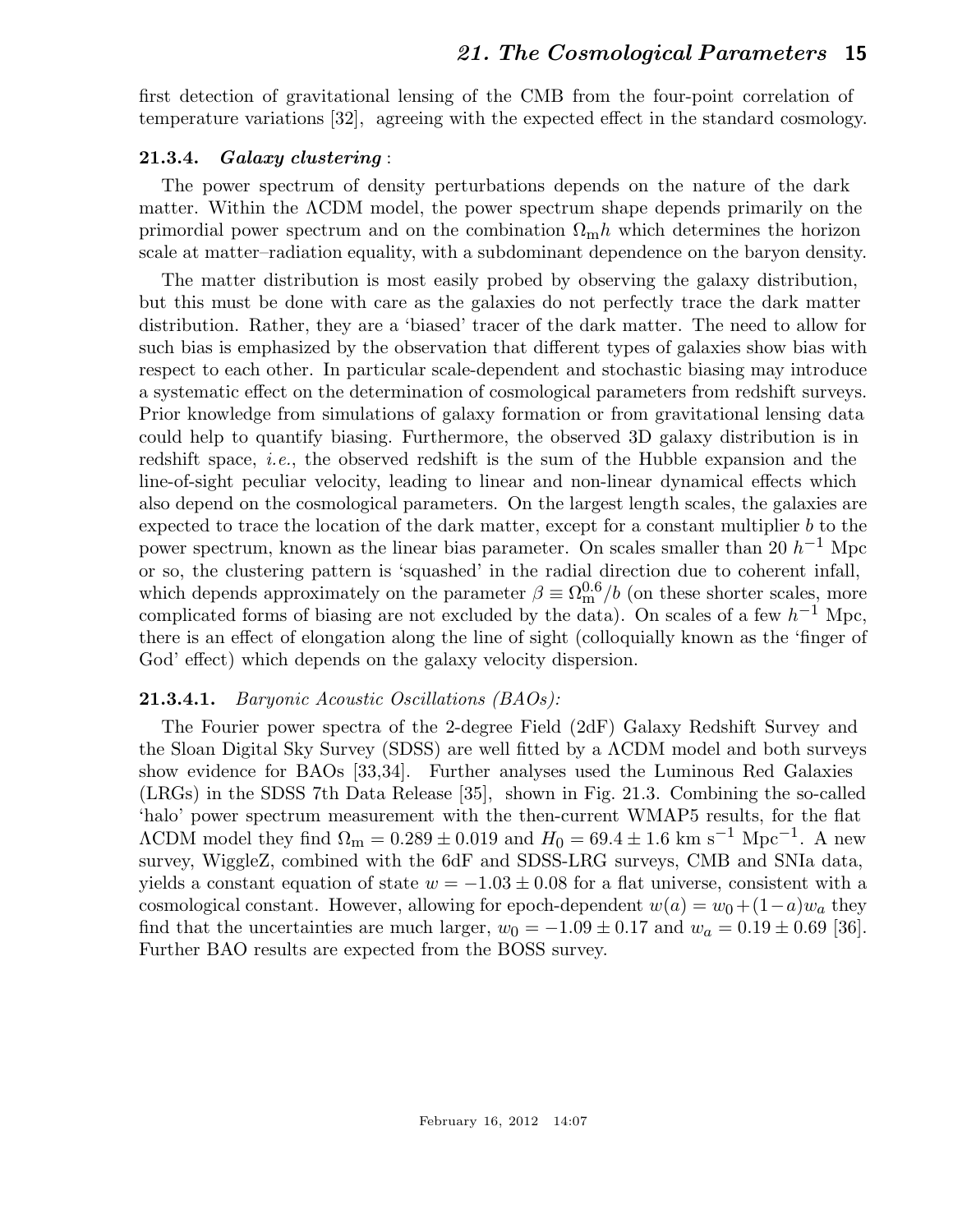first detection of gravitational lensing of the CMB from the four-point correlation of temperature variations [32], agreeing with the expected effect in the standard cosmology.

### 21.3.4. *Galaxy clustering* :

The power spectrum of density perturbations depends on the nature of the dark matter. Within the ΛCDM model, the power spectrum shape depends primarily on the primordial power spectrum and on the combination $\Omega_{\rm m}h$ which determines the horizon scale at matter–radiation equality, with a subdominant dependence on the baryon density.

The matter distribution is most easily probed by observing the galaxy distribution, but this must be done with care as the galaxies do not perfectly trace the dark matter distribution. Rather, they are a 'biased' tracer of the dark matter. The need to allow for such bias is emphasized by the observation that different types of galaxies show bias with respect to each other. In particular scale-dependent and stochastic biasing may introduce a systematic effect on the determination of cosmological parameters from redshift surveys. Prior knowledge from simulations of galaxy formation or from gravitational lensing data could help to quantify biasing. Furthermore, the observed 3D galaxy distribution is in redshift space, *i.e.*, the observed redshift is the sum of the Hubble expansion and the line-of-sight peculiar velocity, leading to linear and non-linear dynamical effects which also depend on the cosmological parameters. On the largest length scales, the galaxies are expected to trace the location of the dark matter, except for a constant multiplier $b$ to the power spectrum, known as the linear bias parameter. On scales smaller than 20 $h^{-1}$ Mpc or so, the clustering pattern is 'squashed' in the radial direction due to coherent infall, which depends approximately on the parameter $\beta \equiv \Omega_{\rm m}^{0.6}/b$ (on these shorter scales, more complicated forms of biasing are not excluded by the data). On scales of a few $h^{-1}$ Mpc, there is an effect of elongation along the line of sight (colloquially known as the 'finger of God' effect) which depends on the galaxy velocity dispersion.

#### 21.3.4.1. *Baryonic Acoustic Oscillations (BAOs):*

The Fourier power spectra of the 2-degree Field (2dF) Galaxy Redshift Survey and the Sloan Digital Sky Survey (SDSS) are well fitted by a ΛCDM model and both surveys show evidence for BAOs [33,34]. Further analyses used the Luminous Red Galaxies (LRGs) in the SDSS 7th Data Release [35], shown in Fig. 21.3. Combining the so-called 'halo' power spectrum measurement with the then-current WMAP5 results, for the flat ΛCDM model they find $\Omega_{\rm m} = 0.289 \pm 0.019$ and $H_0 = 69.4 \pm 1.6$ km s$^{-1}$ Mpc$^{-1}$. A new survey, WiggleZ, combined with the 6dF and SDSS-LRG surveys, CMB and SNIa data, yields a constant equation of state $w = -1.03 \pm 0.08$ for a flat universe, consistent with a cosmological constant. However, allowing for epoch-dependent $w(a) = w_0 + (1-a)w_a$ they find that the uncertainties are much larger, $w_0 = -1.09 \pm 0.17$ and $w_a = 0.19 \pm 0.69$ [36]. Further BAO results are expected from the BOSS survey.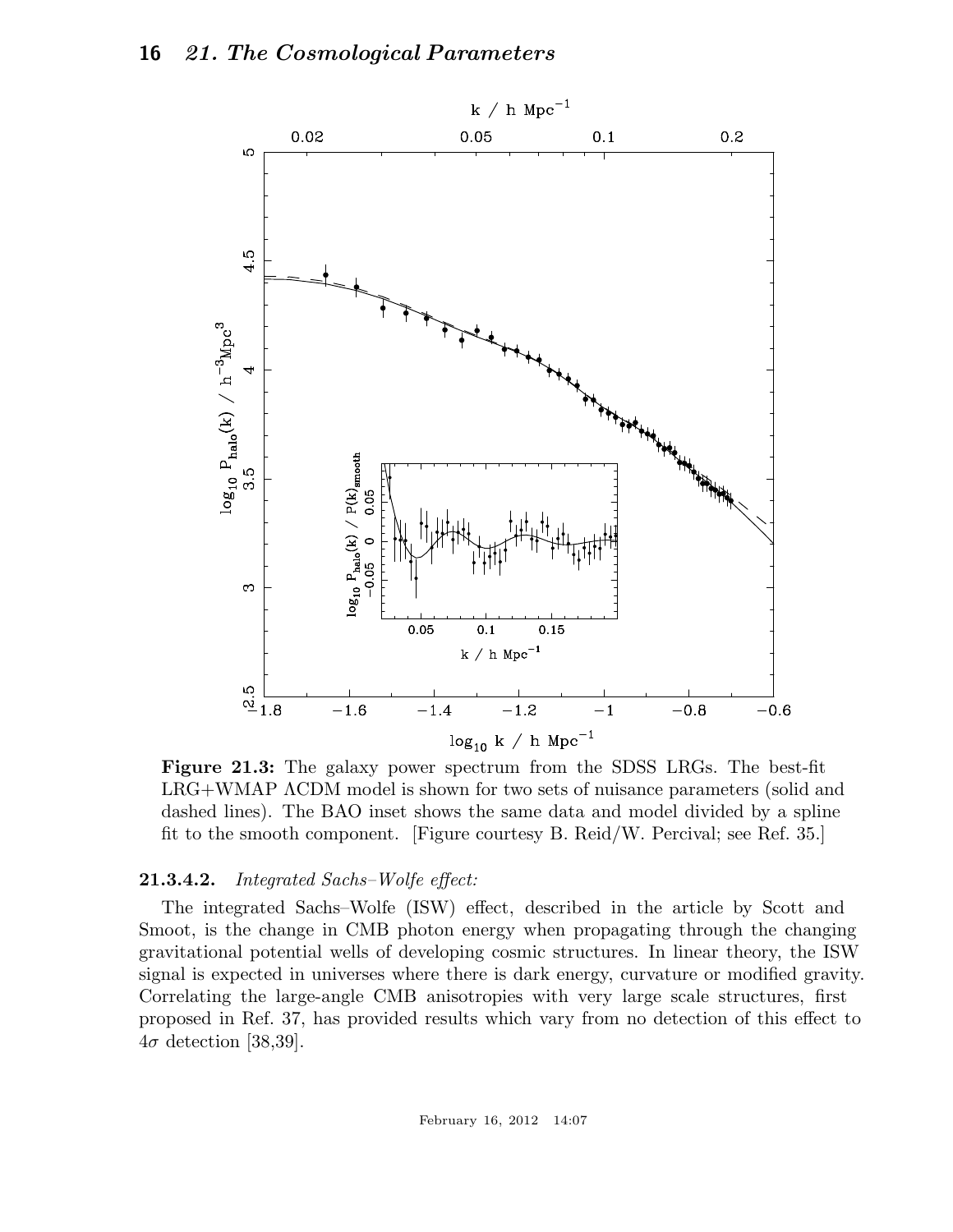**Figure 21.3:** The galaxy power spectrum from the SDSS LRGs. The best-fit LRG+WMAP ΛCDM model is shown for two sets of nuisance parameters (solid and dashed lines). The BAO inset shows the same data and model divided by a spline fit to the smooth component. [Figure courtesy B. Reid/W. Percival; see Ref. 35.]

#### 21.3.4.2. *Integrated Sachs–Wolfe effect:*

The integrated Sachs–Wolfe (ISW) effect, described in the article by Scott and Smoot, is the change in CMB photon energy when propagating through the changing gravitational potential wells of developing cosmic structures. In linear theory, the ISW signal is expected in universes where there is dark energy, curvature or modified gravity. Correlating the large-angle CMB anisotropies with very large scale structures, first proposed in Ref. 37, has provided results which vary from no detection of this effect to $4\sigma$ detection [38,39].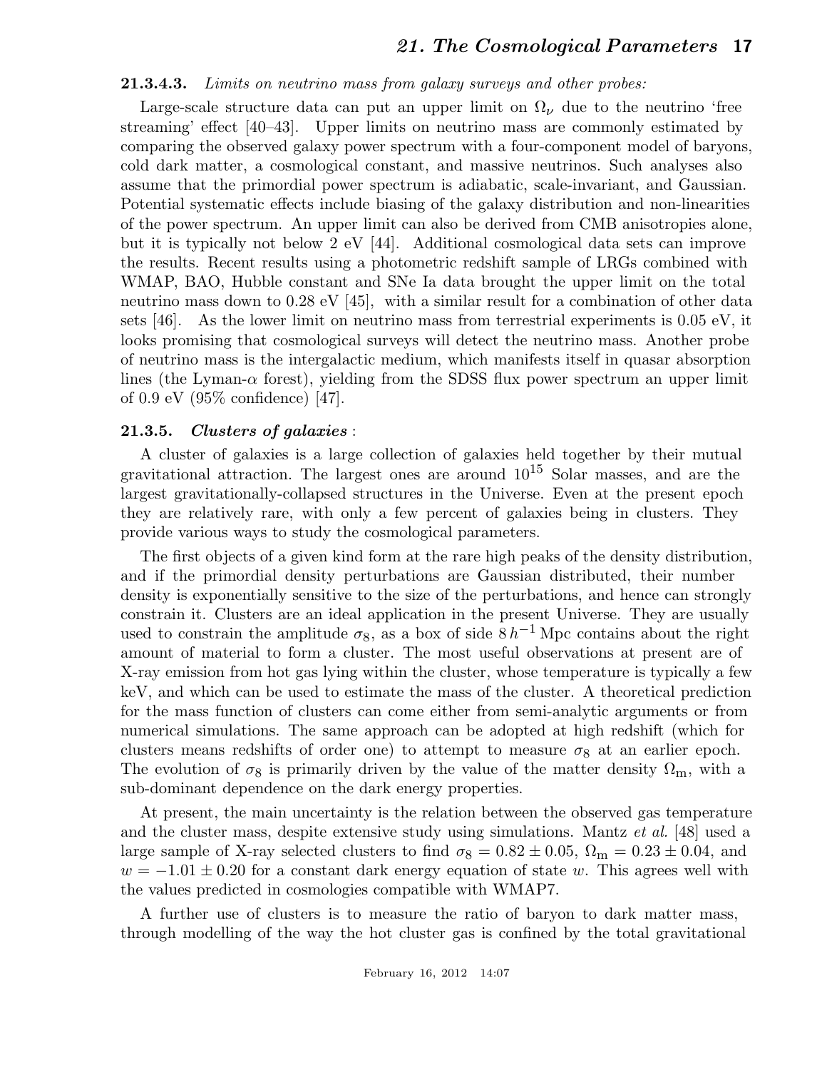**21.3.4.3.** *Limits on neutrino mass from galaxy surveys and other probes:*

Large-scale structure data can put an upper limit on $\Omega_\nu$ due to the neutrino 'free streaming' effect [40–43]. Upper limits on neutrino mass are commonly estimated by comparing the observed galaxy power spectrum with a four-component model of baryons, cold dark matter, a cosmological constant, and massive neutrinos. Such analyses also assume that the primordial power spectrum is adiabatic, scale-invariant, and Gaussian. Potential systematic effects include biasing of the galaxy distribution and non-linearities of the power spectrum. An upper limit can also be derived from CMB anisotropies alone, but it is typically not below 2 eV [44]. Additional cosmological data sets can improve the results. Recent results using a photometric redshift sample of LRGs combined with WMAP, BAO, Hubble constant and SNe Ia data brought the upper limit on the total neutrino mass down to 0.28 eV [45], with a similar result for a combination of other data sets [46]. As the lower limit on neutrino mass from terrestrial experiments is 0.05 eV, it looks promising that cosmological surveys will detect the neutrino mass. Another probe of neutrino mass is the intergalactic medium, which manifests itself in quasar absorption lines (the Lyman-$\alpha$ forest), yielding from the SDSS flux power spectrum an upper limit of 0.9 eV (95% confidence) [47].

### 21.3.5. *Clusters of galaxies* :

A cluster of galaxies is a large collection of galaxies held together by their mutual gravitational attraction. The largest ones are around $10^{15}$ Solar masses, and are the largest gravitationally-collapsed structures in the Universe. Even at the present epoch they are relatively rare, with only a few percent of galaxies being in clusters. They provide various ways to study the cosmological parameters.

The first objects of a given kind form at the rare high peaks of the density distribution, and if the primordial density perturbations are Gaussian distributed, their number density is exponentially sensitive to the size of the perturbations, and hence can strongly constrain it. Clusters are an ideal application in the present Universe. They are usually used to constrain the amplitude $\sigma_8$, as a box of side $8\,h^{-1}\,\text{Mpc}$ contains about the right amount of material to form a cluster. The most useful observations at present are of X-ray emission from hot gas lying within the cluster, whose temperature is typically a few keV, and which can be used to estimate the mass of the cluster. A theoretical prediction for the mass function of clusters can come either from semi-analytic arguments or from numerical simulations. The same approach can be adopted at high redshift (which for clusters means redshifts of order one) to attempt to measure $\sigma_8$ at an earlier epoch. The evolution of $\sigma_8$ is primarily driven by the value of the matter density $\Omega_\text{m}$, with a sub-dominant dependence on the dark energy properties.

At present, the main uncertainty is the relation between the observed gas temperature and the cluster mass, despite extensive study using simulations. Mantz *et al.* [48] used a large sample of X-ray selected clusters to find $\sigma_8 = 0.82 \pm 0.05$, $\Omega_\text{m} = 0.23 \pm 0.04$, and $w = -1.01 \pm 0.20$ for a constant dark energy equation of state $w$. This agrees well with the values predicted in cosmologies compatible with WMAP7.

A further use of clusters is to measure the ratio of baryon to dark matter mass, through modelling of the way the hot cluster gas is confined by the total gravitational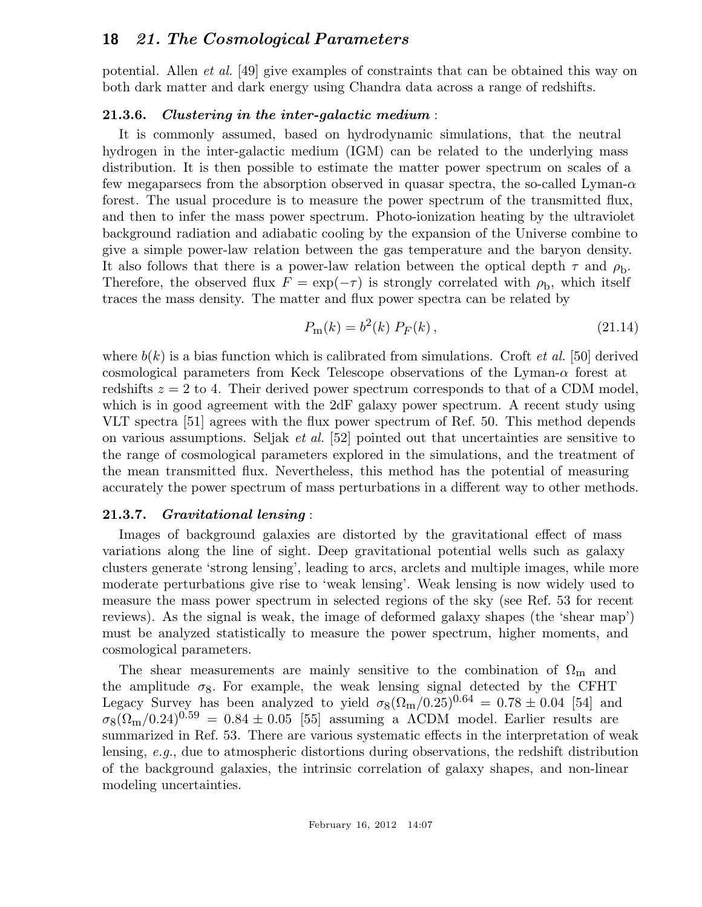potential. Allen *et al.* [49] give examples of constraints that can be obtained this way on both dark matter and dark energy using Chandra data across a range of redshifts.

### 21.3.6. *Clustering in the inter-galactic medium* :

It is commonly assumed, based on hydrodynamic simulations, that the neutral hydrogen in the inter-galactic medium (IGM) can be related to the underlying mass distribution. It is then possible to estimate the matter power spectrum on scales of a few megaparsecs from the absorption observed in quasar spectra, the so-called Lyman-$\alpha$ forest. The usual procedure is to measure the power spectrum of the transmitted flux, and then to infer the mass power spectrum. Photo-ionization heating by the ultraviolet background radiation and adiabatic cooling by the expansion of the Universe combine to give a simple power-law relation between the gas temperature and the baryon density. It also follows that there is a power-law relation between the optical depth $\tau$ and $\rho_{\rm b}$. Therefore, the observed flux $F = \exp(-\tau)$ is strongly correlated with $\rho_{\rm b}$, which itself traces the mass density. The matter and flux power spectra can be related by

$$P_{\rm m}(k) = b^2(k)\, P_F(k)\,, \tag{21.14}$$

where $b(k)$ is a bias function which is calibrated from simulations. Croft *et al.* [50] derived cosmological parameters from Keck Telescope observations of the Lyman-$\alpha$ forest at redshifts $z = 2$ to 4. Their derived power spectrum corresponds to that of a CDM model, which is in good agreement with the 2dF galaxy power spectrum. A recent study using VLT spectra [51] agrees with the flux power spectrum of Ref. 50. This method depends on various assumptions. Seljak *et al.* [52] pointed out that uncertainties are sensitive to the range of cosmological parameters explored in the simulations, and the treatment of the mean transmitted flux. Nevertheless, this method has the potential of measuring accurately the power spectrum of mass perturbations in a different way to other methods.

### 21.3.7. *Gravitational lensing* :

Images of background galaxies are distorted by the gravitational effect of mass variations along the line of sight. Deep gravitational potential wells such as galaxy clusters generate 'strong lensing', leading to arcs, arclets and multiple images, while more moderate perturbations give rise to 'weak lensing'. Weak lensing is now widely used to measure the mass power spectrum in selected regions of the sky (see Ref. 53 for recent reviews). As the signal is weak, the image of deformed galaxy shapes (the 'shear map') must be analyzed statistically to measure the power spectrum, higher moments, and cosmological parameters.

The shear measurements are mainly sensitive to the combination of $\Omega_{\rm m}$ and the amplitude $\sigma_8$. For example, the weak lensing signal detected by the CFHT Legacy Survey has been analyzed to yield $\sigma_8(\Omega_{\rm m}/0.25)^{0.64} = 0.78 \pm 0.04$ [54] and $\sigma_8(\Omega_{\rm m}/0.24)^{0.59} = 0.84 \pm 0.05$ [55] assuming a $\Lambda$CDM model. Earlier results are summarized in Ref. 53. There are various systematic effects in the interpretation of weak lensing, *e.g.*, due to atmospheric distortions during observations, the redshift distribution of the background galaxies, the intrinsic correlation of galaxy shapes, and non-linear modeling uncertainties.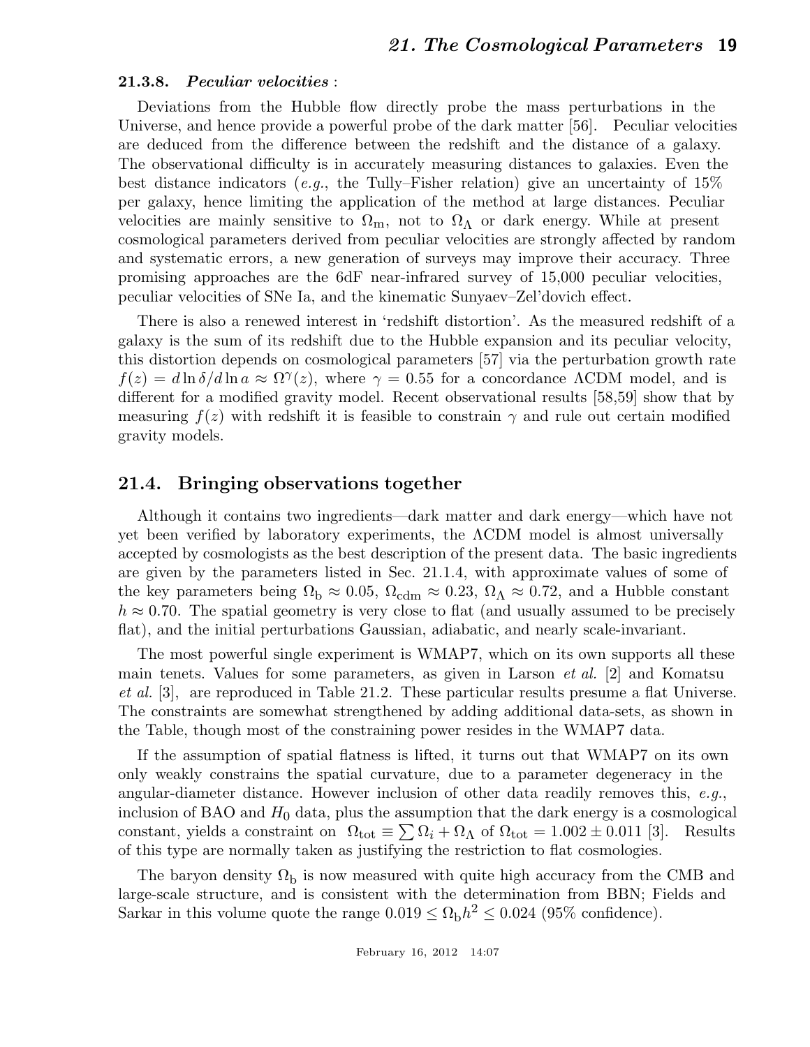### 21.3.8. *Peculiar velocities* :

Deviations from the Hubble flow directly probe the mass perturbations in the Universe, and hence provide a powerful probe of the dark matter [56]. Peculiar velocities are deduced from the difference between the redshift and the distance of a galaxy. The observational difficulty is in accurately measuring distances to galaxies. Even the best distance indicators (*e.g.*, the Tully–Fisher relation) give an uncertainty of 15% per galaxy, hence limiting the application of the method at large distances. Peculiar velocities are mainly sensitive to $\Omega_{\mathrm{m}}$, not to $\Omega_{\Lambda}$ or dark energy. While at present cosmological parameters derived from peculiar velocities are strongly affected by random and systematic errors, a new generation of surveys may improve their accuracy. Three promising approaches are the 6dF near-infrared survey of 15,000 peculiar velocities, peculiar velocities of SNe Ia, and the kinematic Sunyaev–Zel'dovich effect.

There is also a renewed interest in 'redshift distortion'. As the measured redshift of a galaxy is the sum of its redshift due to the Hubble expansion and its peculiar velocity, this distortion depends on cosmological parameters [57] via the perturbation growth rate $f(z) = d\ln\delta/d\ln a \approx \Omega^{\gamma}(z)$, where $\gamma = 0.55$ for a concordance ΛCDM model, and is different for a modified gravity model. Recent observational results [58,59] show that by measuring $f(z)$ with redshift it is feasible to constrain $\gamma$ and rule out certain modified gravity models.

## 21.4. Bringing observations together

Although it contains two ingredients—dark matter and dark energy—which have not yet been verified by laboratory experiments, the ΛCDM model is almost universally accepted by cosmologists as the best description of the present data. The basic ingredients are given by the parameters listed in Sec. 21.1.4, with approximate values of some of the key parameters being $\Omega_{\mathrm{b}} \approx 0.05$, $\Omega_{\mathrm{cdm}} \approx 0.23$, $\Omega_{\Lambda} \approx 0.72$, and a Hubble constant $h \approx 0.70$. The spatial geometry is very close to flat (and usually assumed to be precisely flat), and the initial perturbations Gaussian, adiabatic, and nearly scale-invariant.

The most powerful single experiment is WMAP7, which on its own supports all these main tenets. Values for some parameters, as given in Larson *et al.* [2] and Komatsu *et al.* [3], are reproduced in Table 21.2. These particular results presume a flat Universe. The constraints are somewhat strengthened by adding additional data-sets, as shown in the Table, though most of the constraining power resides in the WMAP7 data.

If the assumption of spatial flatness is lifted, it turns out that WMAP7 on its own only weakly constrains the spatial curvature, due to a parameter degeneracy in the angular-diameter distance. However inclusion of other data readily removes this, *e.g.*, inclusion of BAO and $H_0$ data, plus the assumption that the dark energy is a cosmological constant, yields a constraint on $\Omega_{\mathrm{tot}} \equiv \sum \Omega_i + \Omega_{\Lambda}$ of $\Omega_{\mathrm{tot}} = 1.002 \pm 0.011$ [3]. Results of this type are normally taken as justifying the restriction to flat cosmologies.

The baryon density $\Omega_{\mathrm{b}}$ is now measured with quite high accuracy from the CMB and large-scale structure, and is consistent with the determination from BBN; Fields and Sarkar in this volume quote the range $0.019 \leq \Omega_{\mathrm{b}}h^2 \leq 0.024$ (95% confidence).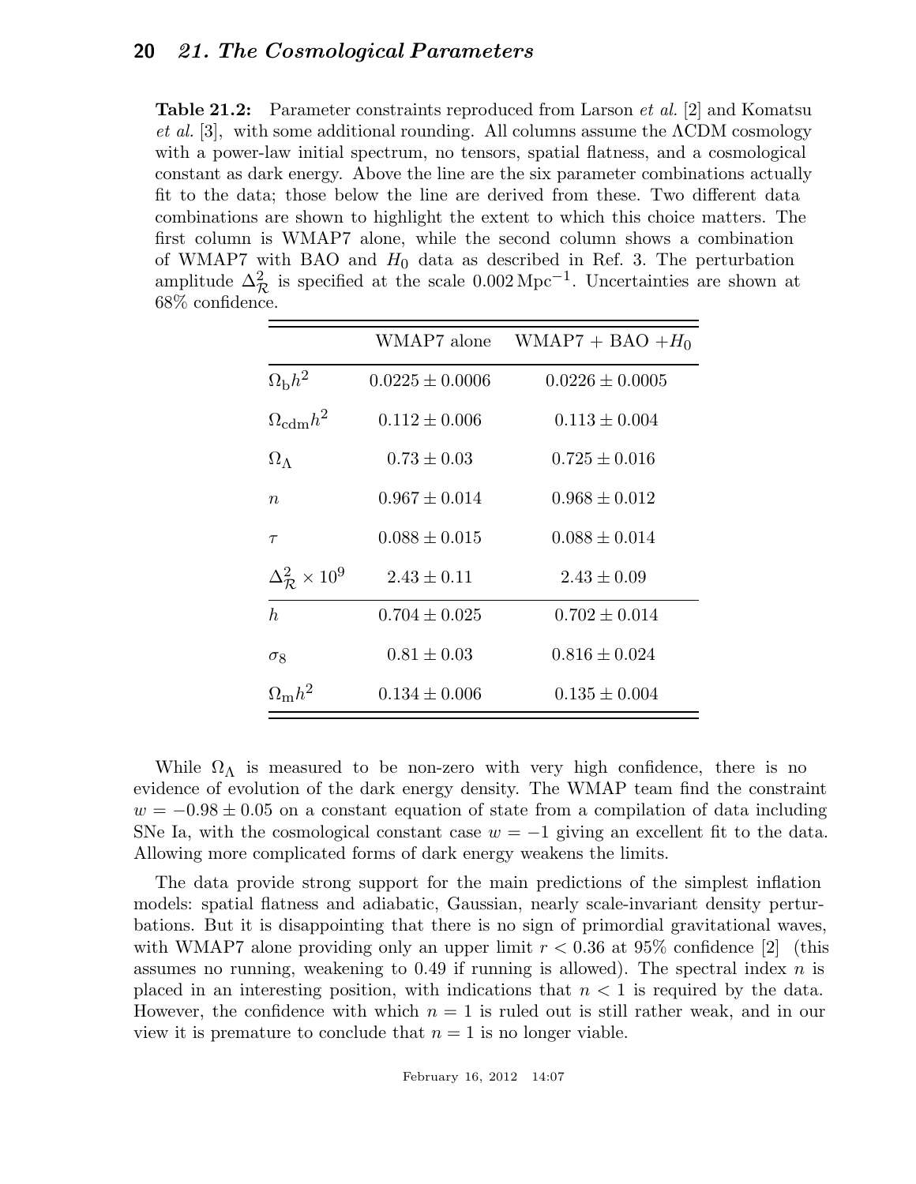**Table 21.2:** Parameter constraints reproduced from Larson *et al.* [2] and Komatsu *et al.* [3], with some additional rounding. All columns assume the ΛCDM cosmology with a power-law initial spectrum, no tensors, spatial flatness, and a cosmological constant as dark energy. Above the line are the six parameter combinations actually fit to the data; those below the line are derived from these. Two different data combinations are shown to highlight the extent to which this choice matters. The first column is WMAP7 alone, while the second column shows a combination of WMAP7 with BAO and $H_0$ data as described in Ref. 3. The perturbation amplitude $\Delta^2_{\mathcal{R}}$ is specified at the scale $0.002\,\mathrm{Mpc}^{-1}$. Uncertainties are shown at 68% confidence.

| | WMAP7 alone | WMAP7 + BAO $+H_0$ |
|---|---|---|
| $\Omega_{\mathrm{b}}h^2$ | $0.0225 \pm 0.0006$ | $0.0226 \pm 0.0005$ |
| $\Omega_{\mathrm{cdm}}h^2$ | $0.112 \pm 0.006$ | $0.113 \pm 0.004$ |
| $\Omega_\Lambda$ | $0.73 \pm 0.03$ | $0.725 \pm 0.016$ |
| $n$ | $0.967 \pm 0.014$ | $0.968 \pm 0.012$ |
| $\tau$ | $0.088 \pm 0.015$ | $0.088 \pm 0.014$ |
| $\Delta^2_{\mathcal{R}} \times 10^9$ | $2.43 \pm 0.11$ | $2.43 \pm 0.09$ |
| $h$ | $0.704 \pm 0.025$ | $0.702 \pm 0.014$ |
| $\sigma_8$ | $0.81 \pm 0.03$ | $0.816 \pm 0.024$ |
| $\Omega_{\mathrm{m}}h^2$ | $0.134 \pm 0.006$ | $0.135 \pm 0.004$ |

While $\Omega_\Lambda$ is measured to be non-zero with very high confidence, there is no evidence of evolution of the dark energy density. The WMAP team find the constraint $w = -0.98 \pm 0.05$ on a constant equation of state from a compilation of data including SNe Ia, with the cosmological constant case $w = -1$ giving an excellent fit to the data. Allowing more complicated forms of dark energy weakens the limits.

The data provide strong support for the main predictions of the simplest inflation models: spatial flatness and adiabatic, Gaussian, nearly scale-invariant density perturbations. But it is disappointing that there is no sign of primordial gravitational waves, with WMAP7 alone providing only an upper limit $r < 0.36$ at 95% confidence [2] (this assumes no running, weakening to 0.49 if running is allowed). The spectral index $n$ is placed in an interesting position, with indications that $n < 1$ is required by the data. However, the confidence with which $n = 1$ is ruled out is still rather weak, and in our view it is premature to conclude that $n = 1$ is no longer viable.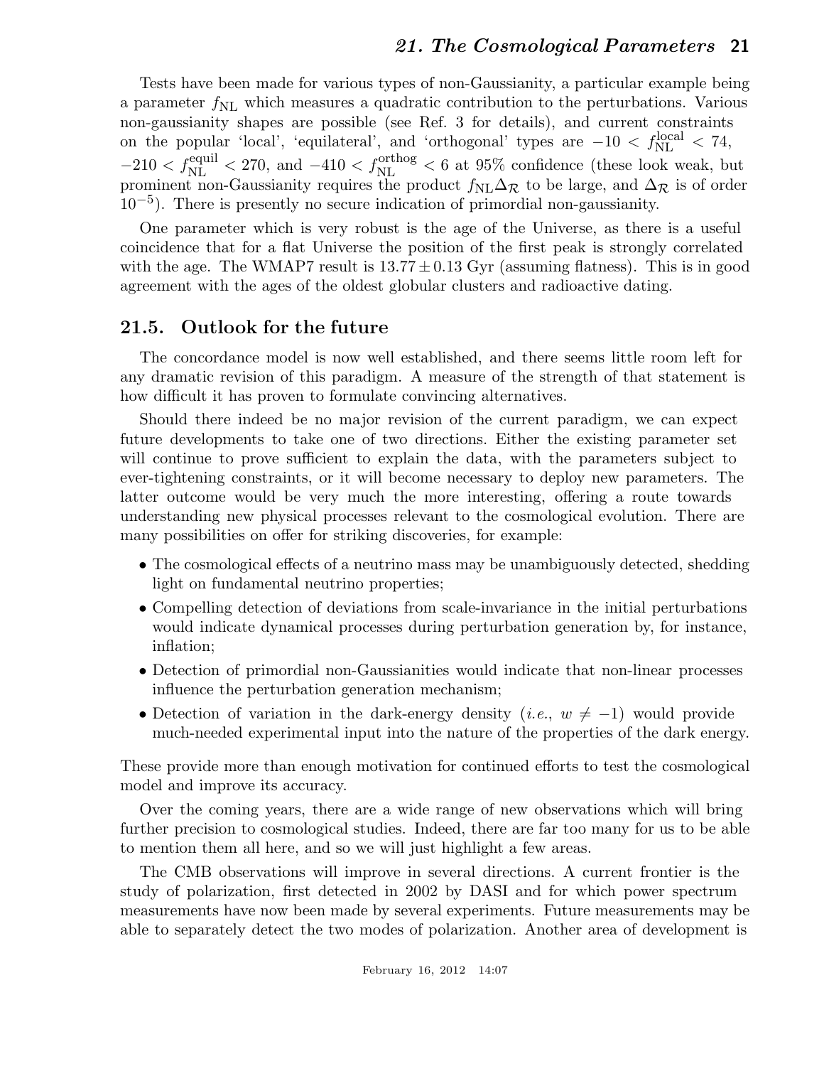Tests have been made for various types of non-Gaussianity, a particular example being a parameter $f_{\rm NL}$ which measures a quadratic contribution to the perturbations. Various non-gaussianity shapes are possible (see Ref. 3 for details), and current constraints on the popular 'local', 'equilateral', and 'orthogonal' types are $-10 < f_{\rm NL}^{\rm local} < 74$, $-210 < f_{\rm NL}^{\rm equil} < 270$, and $-410 < f_{\rm NL}^{\rm orthog} < 6$ at 95% confidence (these look weak, but prominent non-Gaussianity requires the product $f_{\rm NL}\Delta_{\mathcal{R}}$ to be large, and $\Delta_{\mathcal{R}}$ is of order $10^{-5}$). There is presently no secure indication of primordial non-gaussianity.

One parameter which is very robust is the age of the Universe, as there is a useful coincidence that for a flat Universe the position of the first peak is strongly correlated with the age. The WMAP7 result is $13.77 \pm 0.13$ Gyr (assuming flatness). This is in good agreement with the ages of the oldest globular clusters and radioactive dating.

## 21.5. Outlook for the future

The concordance model is now well established, and there seems little room left for any dramatic revision of this paradigm. A measure of the strength of that statement is how difficult it has proven to formulate convincing alternatives.

Should there indeed be no major revision of the current paradigm, we can expect future developments to take one of two directions. Either the existing parameter set will continue to prove sufficient to explain the data, with the parameters subject to ever-tightening constraints, or it will become necessary to deploy new parameters. The latter outcome would be very much the more interesting, offering a route towards understanding new physical processes relevant to the cosmological evolution. There are many possibilities on offer for striking discoveries, for example:

- The cosmological effects of a neutrino mass may be unambiguously detected, shedding light on fundamental neutrino properties;
- Compelling detection of deviations from scale-invariance in the initial perturbations would indicate dynamical processes during perturbation generation by, for instance, inflation;
- Detection of primordial non-Gaussianities would indicate that non-linear processes influence the perturbation generation mechanism;
- Detection of variation in the dark-energy density (*i.e.*, $w \neq -1$) would provide much-needed experimental input into the nature of the properties of the dark energy.

These provide more than enough motivation for continued efforts to test the cosmological model and improve its accuracy.

Over the coming years, there are a wide range of new observations which will bring further precision to cosmological studies. Indeed, there are far too many for us to be able to mention them all here, and so we will just highlight a few areas.

The CMB observations will improve in several directions. A current frontier is the study of polarization, first detected in 2002 by DASI and for which power spectrum measurements have now been made by several experiments. Future measurements may be able to separately detect the two modes of polarization. Another area of development is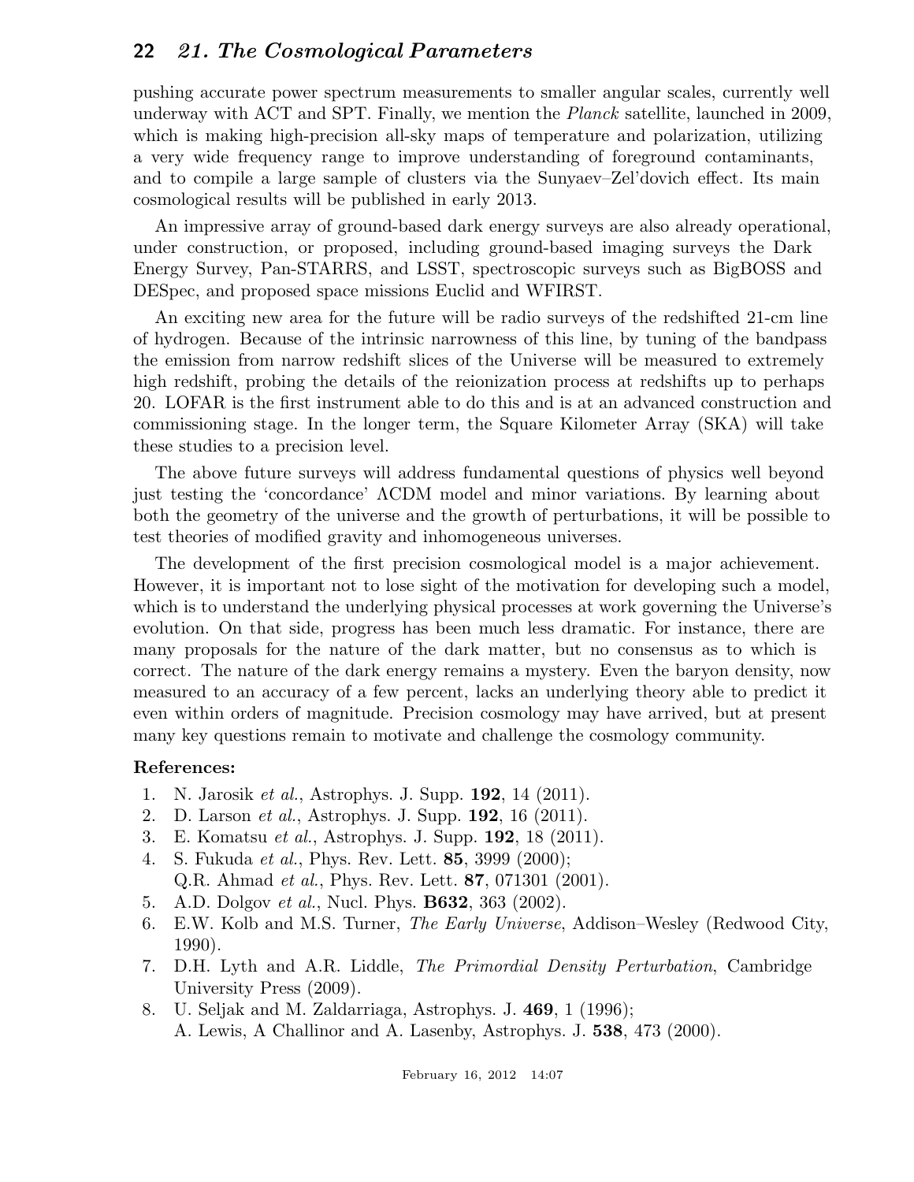pushing accurate power spectrum measurements to smaller angular scales, currently well underway with ACT and SPT. Finally, we mention the *Planck* satellite, launched in 2009, which is making high-precision all-sky maps of temperature and polarization, utilizing a very wide frequency range to improve understanding of foreground contaminants, and to compile a large sample of clusters via the Sunyaev–Zel'dovich effect. Its main cosmological results will be published in early 2013.

An impressive array of ground-based dark energy surveys are also already operational, under construction, or proposed, including ground-based imaging surveys the Dark Energy Survey, Pan-STARRS, and LSST, spectroscopic surveys such as BigBOSS and DESpec, and proposed space missions Euclid and WFIRST.

An exciting new area for the future will be radio surveys of the redshifted 21-cm line of hydrogen. Because of the intrinsic narrowness of this line, by tuning of the bandpass the emission from narrow redshift slices of the Universe will be measured to extremely high redshift, probing the details of the reionization process at redshifts up to perhaps 20. LOFAR is the first instrument able to do this and is at an advanced construction and commissioning stage. In the longer term, the Square Kilometer Array (SKA) will take these studies to a precision level.

The above future surveys will address fundamental questions of physics well beyond just testing the 'concordance' ΛCDM model and minor variations. By learning about both the geometry of the universe and the growth of perturbations, it will be possible to test theories of modified gravity and inhomogeneous universes.

The development of the first precision cosmological model is a major achievement. However, it is important not to lose sight of the motivation for developing such a model, which is to understand the underlying physical processes at work governing the Universe's evolution. On that side, progress has been much less dramatic. For instance, there are many proposals for the nature of the dark matter, but no consensus as to which is correct. The nature of the dark energy remains a mystery. Even the baryon density, now measured to an accuracy of a few percent, lacks an underlying theory able to predict it even within orders of magnitude. Precision cosmology may have arrived, but at present many key questions remain to motivate and challenge the cosmology community.

**References:**

1. N. Jarosik *et al.*, Astrophys. J. Supp. **192**, 14 (2011).
2. D. Larson *et al.*, Astrophys. J. Supp. **192**, 16 (2011).
3. E. Komatsu *et al.*, Astrophys. J. Supp. **192**, 18 (2011).
4. S. Fukuda *et al.*, Phys. Rev. Lett. **85**, 3999 (2000);
   Q.R. Ahmad *et al.*, Phys. Rev. Lett. **87**, 071301 (2001).
5. A.D. Dolgov *et al.*, Nucl. Phys. **B632**, 363 (2002).
6. E.W. Kolb and M.S. Turner, *The Early Universe*, Addison–Wesley (Redwood City, 1990).
7. D.H. Lyth and A.R. Liddle, *The Primordial Density Perturbation*, Cambridge University Press (2009).
8. U. Seljak and M. Zaldarriaga, Astrophys. J. **469**, 1 (1996);
   A. Lewis, A Challinor and A. Lasenby, Astrophys. J. **538**, 473 (2000).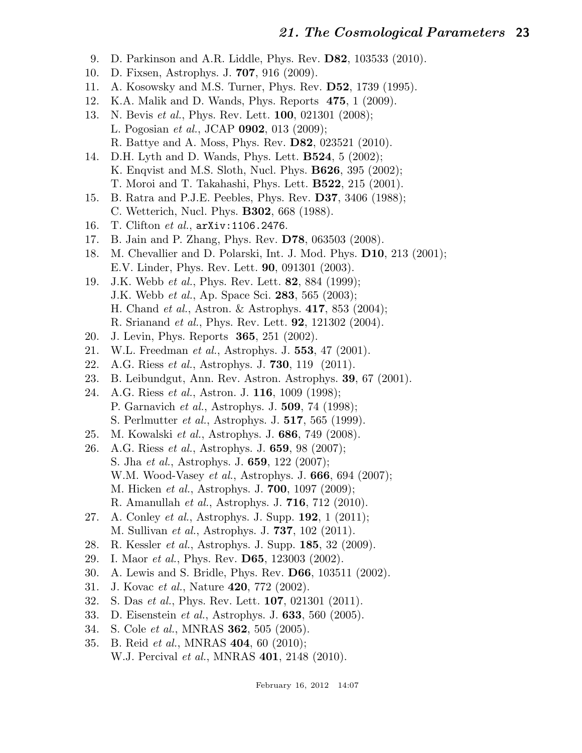9. D. Parkinson and A.R. Liddle, Phys. Rev. **D82**, 103533 (2010).
10. D. Fixsen, Astrophys. J. **707**, 916 (2009).
11. A. Kosowsky and M.S. Turner, Phys. Rev. **D52**, 1739 (1995).
12. K.A. Malik and D. Wands, Phys. Reports **475**, 1 (2009).
13. N. Bevis *et al.*, Phys. Rev. Lett. **100**, 021301 (2008);
    L. Pogosian *et al.*, JCAP **0902**, 013 (2009);
    R. Battye and A. Moss, Phys. Rev. **D82**, 023521 (2010).
14. D.H. Lyth and D. Wands, Phys. Lett. **B524**, 5 (2002);
    K. Enqvist and M.S. Sloth, Nucl. Phys. **B626**, 395 (2002);
    T. Moroi and T. Takahashi, Phys. Lett. **B522**, 215 (2001).
15. B. Ratra and P.J.E. Peebles, Phys. Rev. **D37**, 3406 (1988);
    C. Wetterich, Nucl. Phys. **B302**, 668 (1988).
16. T. Clifton *et al.*, arXiv:1106.2476.
17. B. Jain and P. Zhang, Phys. Rev. **D78**, 063503 (2008).
18. M. Chevallier and D. Polarski, Int. J. Mod. Phys. **D10**, 213 (2001);
    E.V. Linder, Phys. Rev. Lett. **90**, 091301 (2003).
19. J.K. Webb *et al.*, Phys. Rev. Lett. **82**, 884 (1999);
    J.K. Webb *et al.*, Ap. Space Sci. **283**, 565 (2003);
    H. Chand *et al.*, Astron. & Astrophys. **417**, 853 (2004);
    R. Srianand *et al.*, Phys. Rev. Lett. **92**, 121302 (2004).
20. J. Levin, Phys. Reports **365**, 251 (2002).
21. W.L. Freedman *et al.*, Astrophys. J. **553**, 47 (2001).
22. A.G. Riess *et al.*, Astrophys. J. **730**, 119 (2011).
23. B. Leibundgut, Ann. Rev. Astron. Astrophys. **39**, 67 (2001).
24. A.G. Riess *et al.*, Astron. J. **116**, 1009 (1998);
    P. Garnavich *et al.*, Astrophys. J. **509**, 74 (1998);
    S. Perlmutter *et al.*, Astrophys. J. **517**, 565 (1999).
25. M. Kowalski *et al.*, Astrophys. J. **686**, 749 (2008).
26. A.G. Riess *et al.*, Astrophys. J. **659**, 98 (2007);
    S. Jha *et al.*, Astrophys. J. **659**, 122 (2007);
    W.M. Wood-Vasey *et al.*, Astrophys. J. **666**, 694 (2007);
    M. Hicken *et al.*, Astrophys. J. **700**, 1097 (2009);
    R. Amanullah *et al.*, Astrophys. J. **716**, 712 (2010).
27. A. Conley *et al.*, Astrophys. J. Supp. **192**, 1 (2011);
    M. Sullivan *et al.*, Astrophys. J. **737**, 102 (2011).
28. R. Kessler *et al.*, Astrophys. J. Supp. **185**, 32 (2009).
29. I. Maor *et al.*, Phys. Rev. **D65**, 123003 (2002).
30. A. Lewis and S. Bridle, Phys. Rev. **D66**, 103511 (2002).
31. J. Kovac *et al.*, Nature **420**, 772 (2002).
32. S. Das *et al.*, Phys. Rev. Lett. **107**, 021301 (2011).
33. D. Eisenstein *et al.*, Astrophys. J. **633**, 560 (2005).
34. S. Cole *et al.*, MNRAS **362**, 505 (2005).
35. B. Reid *et al.*, MNRAS **404**, 60 (2010);
    W.J. Percival *et al.*, MNRAS **401**, 2148 (2010).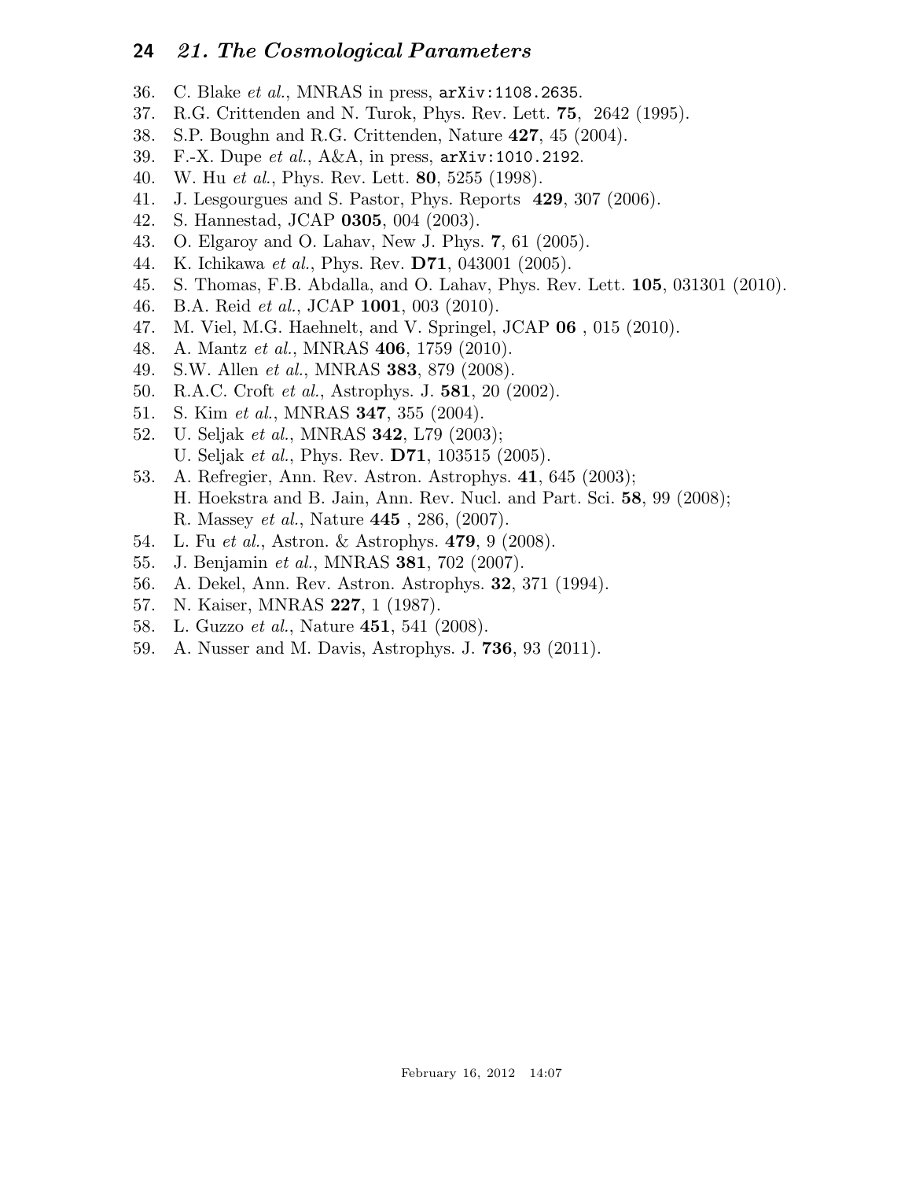36. C. Blake *et al.*, MNRAS in press, arXiv:1108.2635.
37. R.G. Crittenden and N. Turok, Phys. Rev. Lett. **75**, 2642 (1995).
38. S.P. Boughn and R.G. Crittenden, Nature **427**, 45 (2004).
39. F.-X. Dupe *et al.*, A&A, in press, arXiv:1010.2192.
40. W. Hu *et al.*, Phys. Rev. Lett. **80**, 5255 (1998).
41. J. Lesgourgues and S. Pastor, Phys. Reports **429**, 307 (2006).
42. S. Hannestad, JCAP **0305**, 004 (2003).
43. O. Elgaroy and O. Lahav, New J. Phys. **7**, 61 (2005).
44. K. Ichikawa *et al.*, Phys. Rev. **D71**, 043001 (2005).
45. S. Thomas, F.B. Abdalla, and O. Lahav, Phys. Rev. Lett. **105**, 031301 (2010).
46. B.A. Reid *et al.*, JCAP **1001**, 003 (2010).
47. M. Viel, M.G. Haehnelt, and V. Springel, JCAP **06** , 015 (2010).
48. A. Mantz *et al.*, MNRAS **406**, 1759 (2010).
49. S.W. Allen *et al.*, MNRAS **383**, 879 (2008).
50. R.A.C. Croft *et al.*, Astrophys. J. **581**, 20 (2002).
51. S. Kim *et al.*, MNRAS **347**, 355 (2004).
52. U. Seljak *et al.*, MNRAS **342**, L79 (2003);
    U. Seljak *et al.*, Phys. Rev. **D71**, 103515 (2005).
53. A. Refregier, Ann. Rev. Astron. Astrophys. **41**, 645 (2003);
    H. Hoekstra and B. Jain, Ann. Rev. Nucl. and Part. Sci. **58**, 99 (2008);
    R. Massey *et al.*, Nature **445** , 286, (2007).
54. L. Fu *et al.*, Astron. & Astrophys. **479**, 9 (2008).
55. J. Benjamin *et al.*, MNRAS **381**, 702 (2007).
56. A. Dekel, Ann. Rev. Astron. Astrophys. **32**, 371 (1994).
57. N. Kaiser, MNRAS **227**, 1 (1987).
58. L. Guzzo *et al.*, Nature **451**, 541 (2008).
59. A. Nusser and M. Davis, Astrophys. J. **736**, 93 (2011).